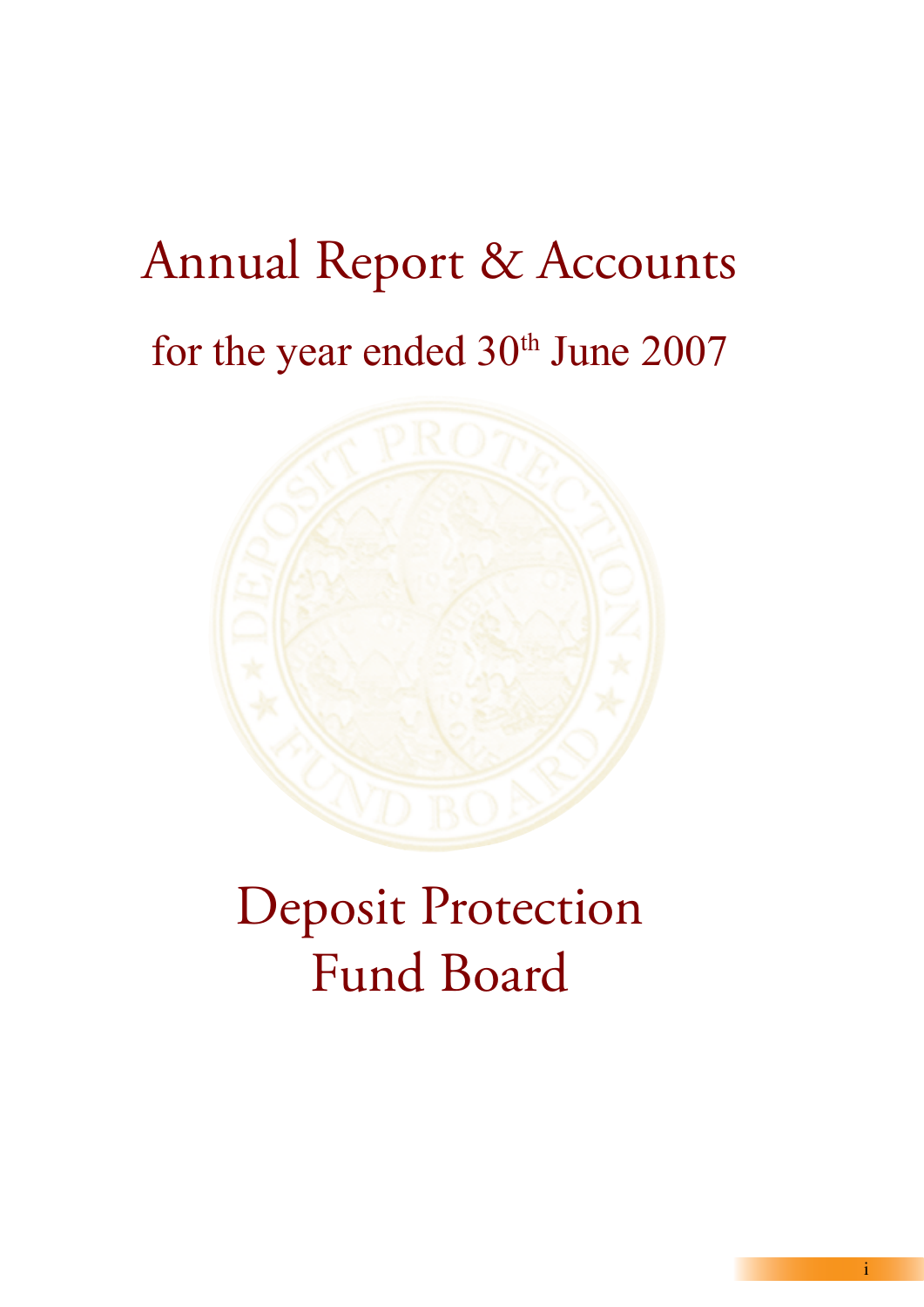# Annual Report & Accounts

## for the year ended 30th June 2007

# Deposit Protection Fund Board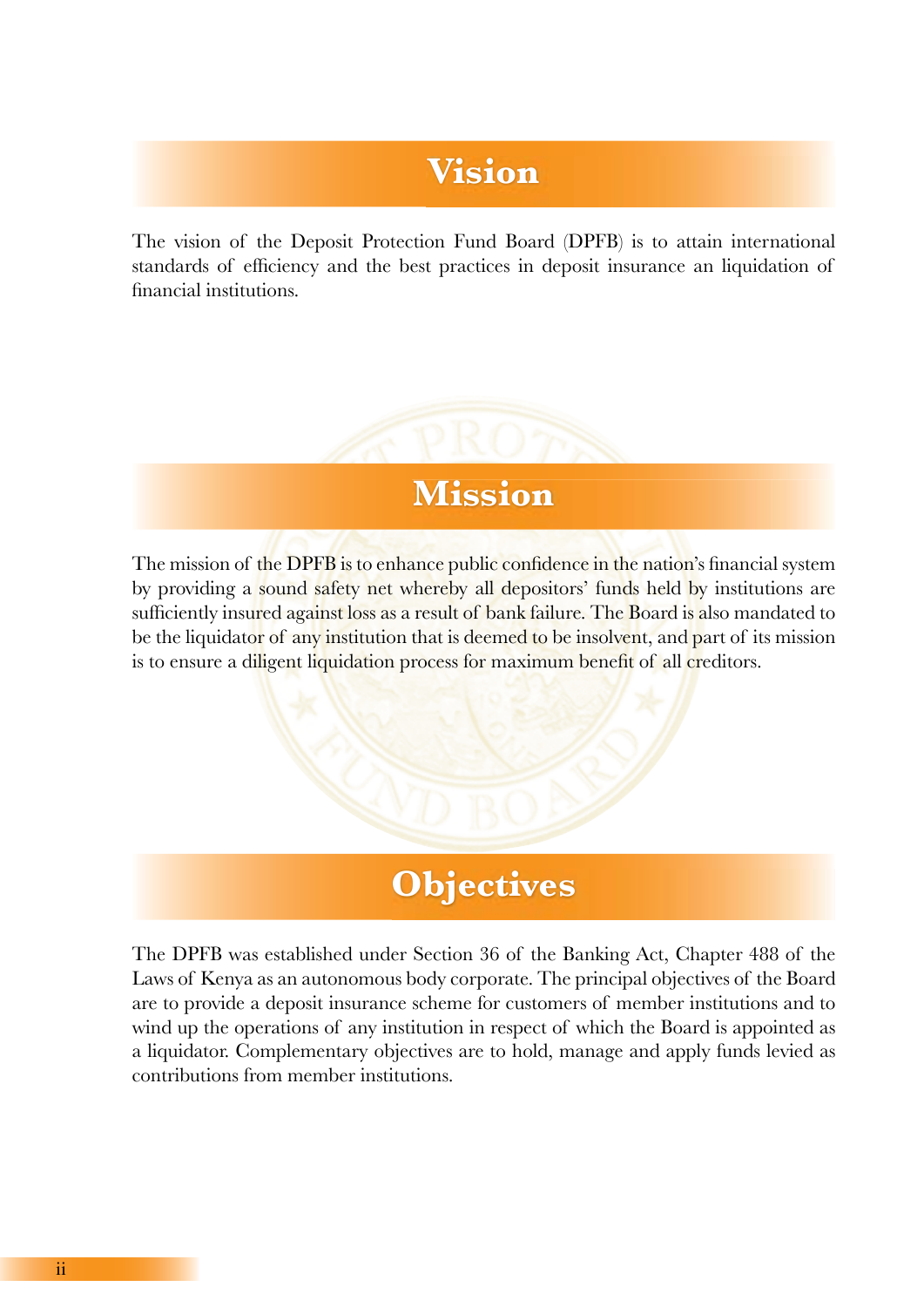## Vision

The vision of the Deposit Protection Fund Board (DPFB) is to attain international standards of efficiency and the best practices in deposit insurance an liquidation of financial institutions.

## Mission

The mission of the DPFB is to enhance public confidence in the nation's financial system by providing a sound safety net whereby all depositors' funds held by institutions are sufficiently insured against loss as a result of bank failure. The Board is also mandated to be the liquidator of any institution that is deemed to be insolvent, and part of its mission is to ensure a diligent liquidation process for maximum benefit of all creditors.

## Objectives

The DPFB was established under Section 36 of the Banking Act, Chapter 488 of the Laws of Kenya as an autonomous body corporate. The principal objectives of the Board are to provide a deposit insurance scheme for customers of member institutions and to wind up the operations of any institution in respect of which the Board is appointed as a liquidator. Complementary objectives are to hold, manage and apply funds levied as contributions from member institutions.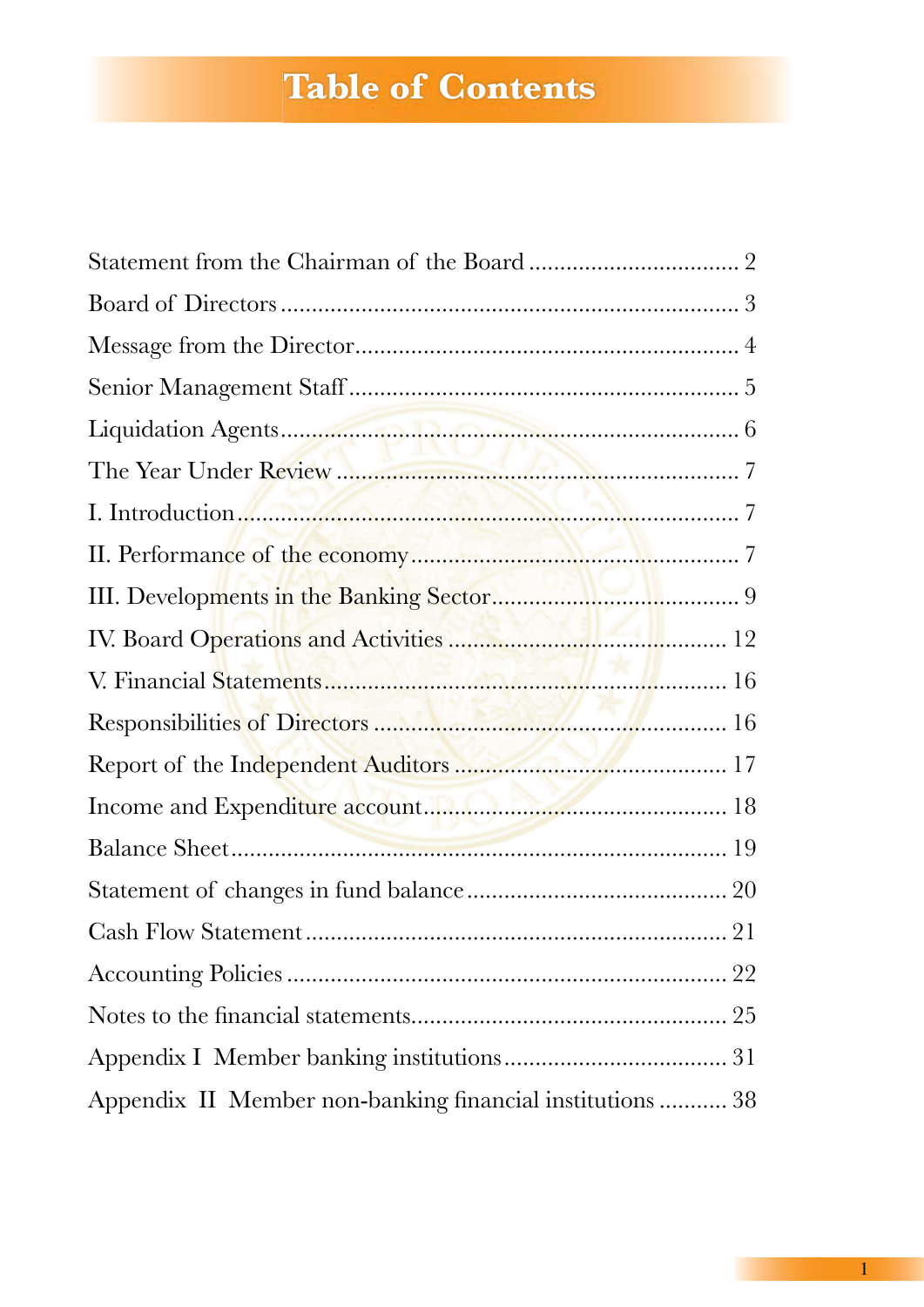# Table of Contents

Statement from the Chairman of the Board .................................. 2

Board of Directors ........................................................................ 3

Message from the Director............................................................ 4

Senior Management Staff .............................................................. 5

Liquidation Agents......................................................................... 6

The Year Under Review ................................................................ 7

I. Introduction................................................................................. 7

II. Performance of the economy..................................................... 7

III. Developments in the Banking Sector........................................ 9

IV. Board Operations and Activities ............................................. 12

V. Financial Statements.................................................................. 16

Responsibilities of Directors ........................................................ 16

Report of the Independent Auditors ........................................... 17

Income and Expenditure account................................................. 18

Balance Sheet................................................................................ 19

Statement of changes in fund balance .......................................... 20

Cash Flow Statement .................................................................... 21

Accounting Policies ....................................................................... 22

Notes to the financial statements.................................................. 25

Appendix I Member banking institutions.................................... 31

Appendix II Member non-banking financial institutions ........... 38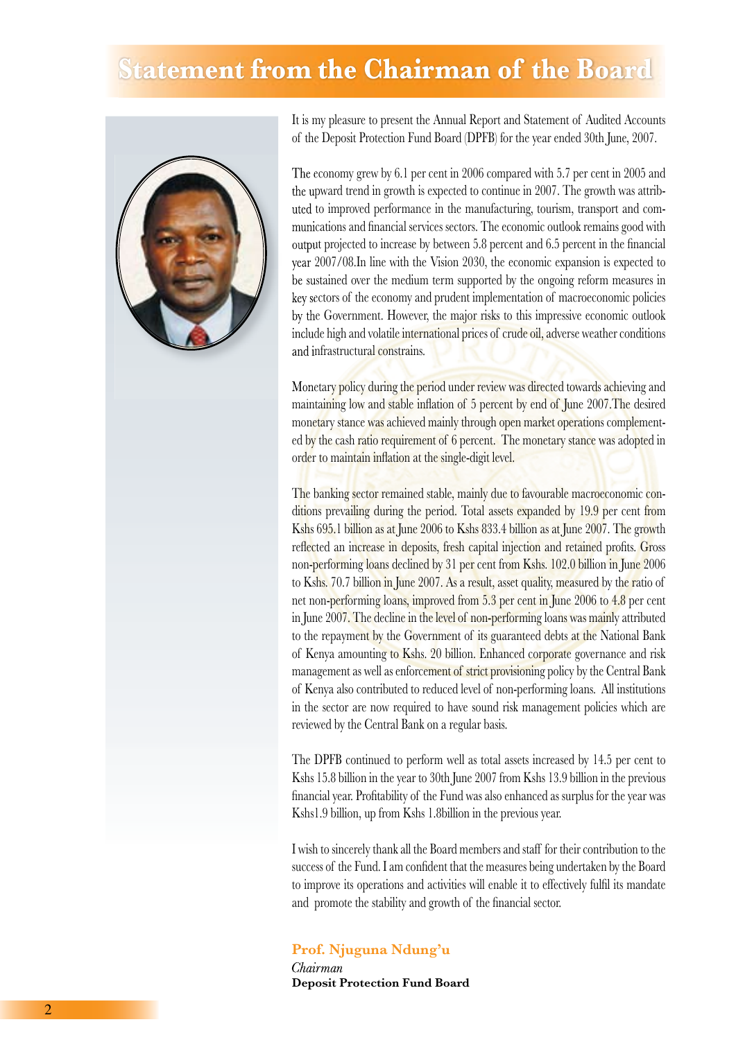# Statement from the Chairman of the Board

It is my pleasure to present the Annual Report and Statement of Audited Accounts of the Deposit Protection Fund Board (DPFB) for the year ended 30th June, 2007.

The economy grew by 6.1 per cent in 2006 compared with 5.7 per cent in 2005 and the upward trend in growth is expected to continue in 2007. The growth was attributed to improved performance in the manufacturing, tourism, transport and communications and financial services sectors. The economic outlook remains good with output projected to increase by between 5.8 percent and 6.5 percent in the financial year 2007/08.In line with the Vision 2030, the economic expansion is expected to be sustained over the medium term supported by the ongoing reform measures in key sectors of the economy and prudent implementation of macroeconomic policies by the Government. However, the major risks to this impressive economic outlook include high and volatile international prices of crude oil, adverse weather conditions and infrastructural constrains.

Monetary policy during the period under review was directed towards achieving and maintaining low and stable inflation of 5 percent by end of June 2007.The desired monetary stance was achieved mainly through open market operations complemented by the cash ratio requirement of 6 percent. The monetary stance was adopted in order to maintain inflation at the single-digit level.

The banking sector remained stable, mainly due to favourable macroeconomic conditions prevailing during the period. Total assets expanded by 19.9 per cent from Kshs 695.1 billion as at June 2006 to Kshs 833.4 billion as at June 2007. The growth reflected an increase in deposits, fresh capital injection and retained profits. Gross non-performing loans declined by 31 per cent from Kshs. 102.0 billion in June 2006 to Kshs. 70.7 billion in June 2007. As a result, asset quality, measured by the ratio of net non-performing loans, improved from 5.3 per cent in June 2006 to 4.8 per cent in June 2007. The decline in the level of non-performing loans was mainly attributed to the repayment by the Government of its guaranteed debts at the National Bank of Kenya amounting to Kshs. 20 billion. Enhanced corporate governance and risk management as well as enforcement of strict provisioning policy by the Central Bank of Kenya also contributed to reduced level of non-performing loans. All institutions in the sector are now required to have sound risk management policies which are reviewed by the Central Bank on a regular basis.

The DPFB continued to perform well as total assets increased by 14.5 per cent to Kshs 15.8 billion in the year to 30th June 2007 from Kshs 13.9 billion in the previous financial year. Profitability of the Fund was also enhanced as surplus for the year was Kshs1.9 billion, up from Kshs 1.8billion in the previous year.

I wish to sincerely thank all the Board members and staff for their contribution to the success of the Fund. I am confident that the measures being undertaken by the Board to improve its operations and activities will enable it to effectively fulfil its mandate and promote the stability and growth of the financial sector.

**Prof. Njuguna Ndung'u**
*Chairman*
**Deposit Protection Fund Board**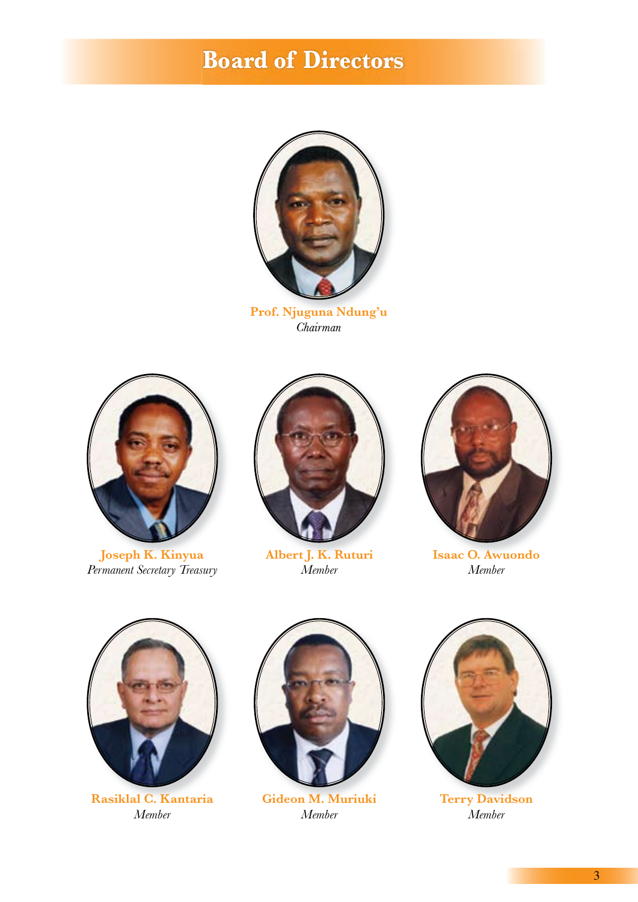# Board of Directors

**Prof. Njuguna Ndung'u**
*Chairman*

**Joseph K. Kinyua**
*Permanent Secretary Treasury*

**Albert J. K. Ruturi**
*Member*

**Isaac O. Awuondo**
*Member*

**Rasiklal C. Kantaria**
*Member*

**Gideon M. Muriuki**
*Member*

**Terry Davidson**
*Member*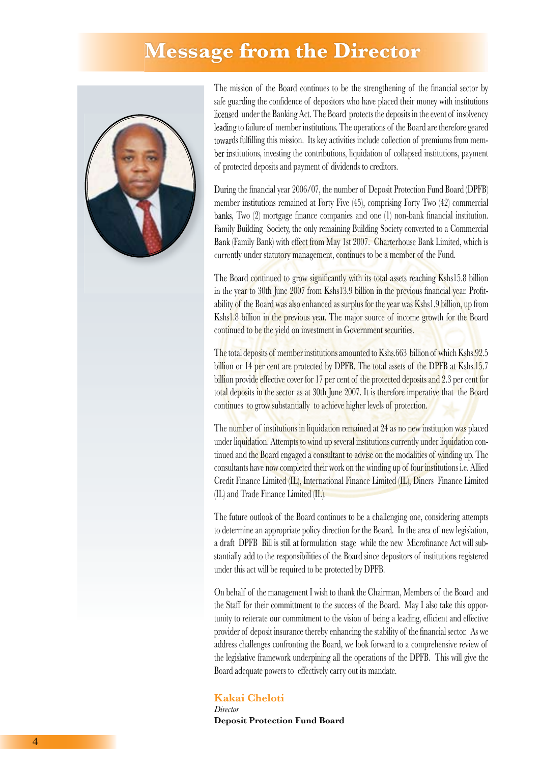# Message from the Director

The mission of the Board continues to be the strengthening of the financial sector by safe guarding the confidence of depositors who have placed their money with institutions licensed under the Banking Act. The Board protects the deposits in the event of insolvency leading to failure of member institutions. The operations of the Board are therefore geared towards fulfilling this mission. Its key activities include collection of premiums from member institutions, investing the contributions, liquidation of collapsed institutions, payment of protected deposits and payment of dividends to creditors.

During the financial year 2006/07, the number of Deposit Protection Fund Board (DPFB) member institutions remained at Forty Five (45), comprising Forty Two (42) commercial banks, Two (2) mortgage finance companies and one (1) non-bank financial institution. Family Building Society, the only remaining Building Society converted to a Commercial Bank (Family Bank) with effect from May 1st 2007. Charterhouse Bank Limited, which is currently under statutory management, continues to be a member of the Fund.

The Board continued to grow significantly with its total assets reaching Kshs15.8 billion in the year to 30th June 2007 from Kshs13.9 billion in the previous financial year. Profitability of the Board was also enhanced as surplus for the year was Kshs1.9 billion, up from Kshs1.8 billion in the previous year. The major source of income growth for the Board continued to be the yield on investment in Government securities.

The total deposits of member institutions amounted to Kshs.663 billion of which Kshs.92.5 billion or 14 per cent are protected by DPFB. The total assets of the DPFB at Kshs.15.7 billion provide effective cover for 17 per cent of the protected deposits and 2.3 per cent for total deposits in the sector as at 30th June 2007. It is therefore imperative that the Board continues to grow substantially to achieve higher levels of protection.

The number of institutions in liquidation remained at 24 as no new institution was placed under liquidation. Attempts to wind up several institutions currently under liquidation continued and the Board engaged a consultant to advise on the modalities of winding up. The consultants have now completed their work on the winding up of four institutions i.e. Allied Credit Finance Limited (IL), International Finance Limited (IL), Diners Finance Limited (IL) and Trade Finance Limited (IL).

The future outlook of the Board continues to be a challenging one, considering attempts to determine an appropriate policy direction for the Board. In the area of new legislation, a draft DPFB Bill is still at formulation stage while the new Microfinance Act will substantially add to the responsibilities of the Board since depositors of institutions registered under this act will be required to be protected by DPFB.

On behalf of the management I wish to thank the Chairman, Members of the Board and the Staff for their committment to the success of the Board. May I also take this opportunity to reiterate our commitment to the vision of being a leading, efficient and effective provider of deposit insurance thereby enhancing the stability of the financial sector. As we address challenges confronting the Board, we look forward to a comprehensive review of the legislative framework underpining all the operations of the DPFB. This will give the Board adequate powers to effectively carry out its mandate.

**Kakai Cheloti**
*Director*
**Deposit Protection Fund Board**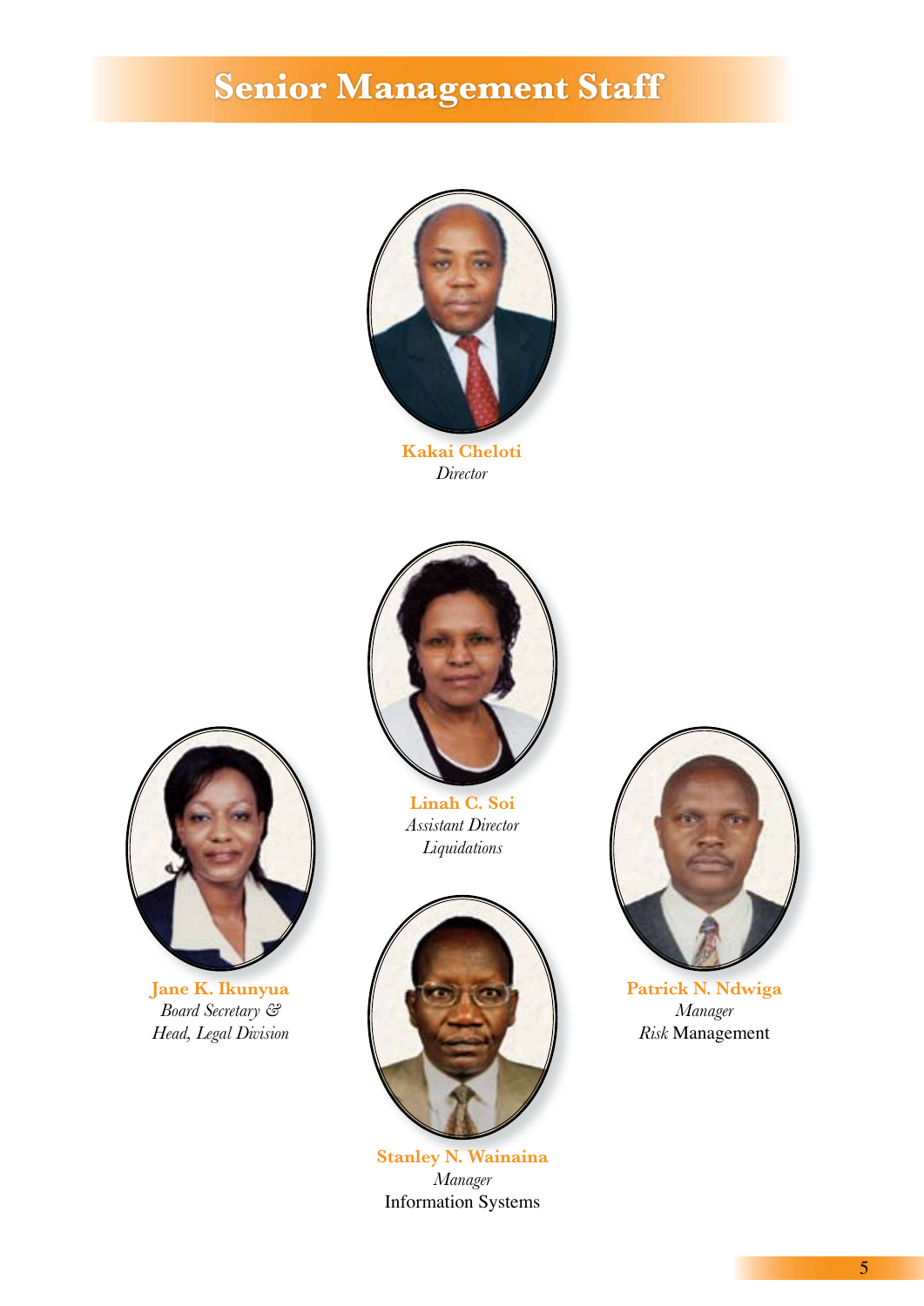# Senior Management Staff

**Kakai Cheloti**
*Director*

**Linah C. Soi**
*Assistant Director*
*Liquidations*

**Jane K. Ikunyua**
*Board Secretary &*
*Head, Legal Division*

**Patrick N. Ndwiga**
*Manager*
*Risk* Management

**Stanley N. Wainaina**
*Manager*
Information Systems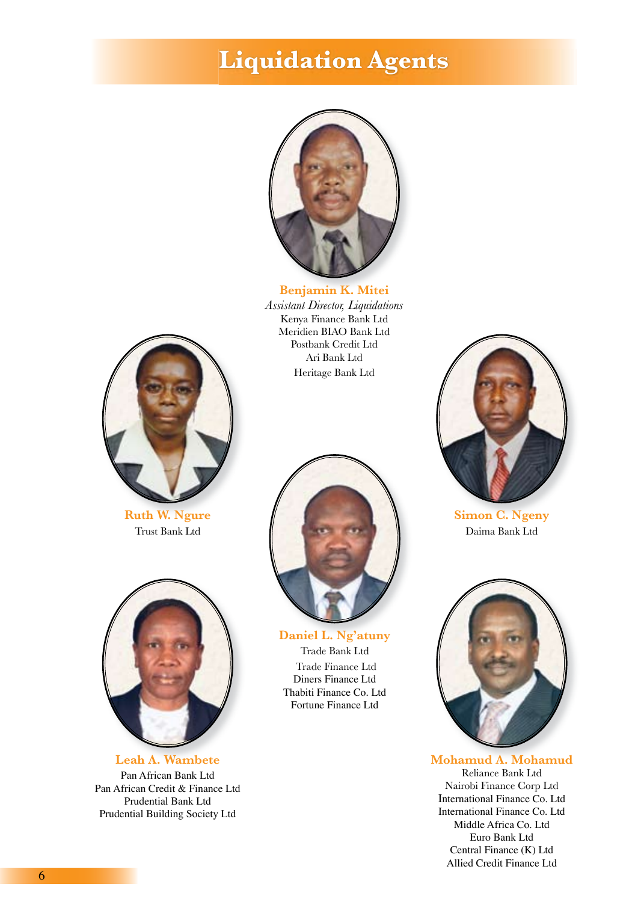# Liquidation Agents

**Benjamin K. Mitei**
*Assistant Director, Liquidations*
Kenya Finance Bank Ltd
Meridien BIAO Bank Ltd
Postbank Credit Ltd
Ari Bank Ltd
Heritage Bank Ltd

**Ruth W. Ngure**
Trust Bank Ltd

**Simon C. Ngeny**
Daima Bank Ltd

**Daniel L. Ng'atuny**
Trade Bank Ltd
Trade Finance Ltd
Diners Finance Ltd
Thabiti Finance Co. Ltd
Fortune Finance Ltd

**Leah A. Wambete**
Pan African Bank Ltd
Pan African Credit & Finance Ltd
Prudential Bank Ltd
Prudential Building Society Ltd

**Mohamud A. Mohamud**
Reliance Bank Ltd
Nairobi Finance Corp Ltd
International Finance Co. Ltd
International Finance Co. Ltd
Middle Africa Co. Ltd
Euro Bank Ltd
Central Finance (K) Ltd
Allied Credit Finance Ltd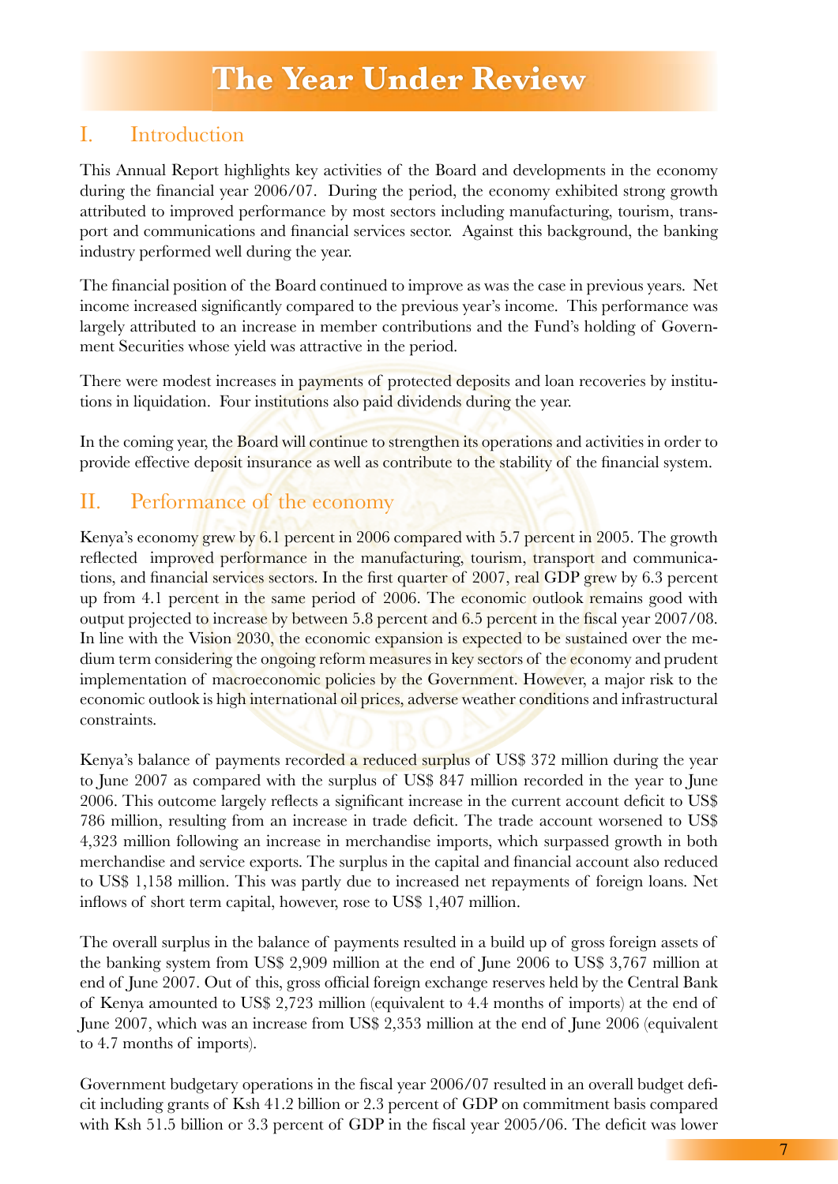# The Year Under Review

## I. Introduction

This Annual Report highlights key activities of the Board and developments in the economy during the financial year 2006/07. During the period, the economy exhibited strong growth attributed to improved performance by most sectors including manufacturing, tourism, transport and communications and financial services sector. Against this background, the banking industry performed well during the year.

The financial position of the Board continued to improve as was the case in previous years. Net income increased significantly compared to the previous year's income. This performance was largely attributed to an increase in member contributions and the Fund's holding of Government Securities whose yield was attractive in the period.

There were modest increases in payments of protected deposits and loan recoveries by institutions in liquidation. Four institutions also paid dividends during the year.

In the coming year, the Board will continue to strengthen its operations and activities in order to provide effective deposit insurance as well as contribute to the stability of the financial system.

## II. Performance of the economy

Kenya's economy grew by 6.1 percent in 2006 compared with 5.7 percent in 2005. The growth reflected improved performance in the manufacturing, tourism, transport and communications, and financial services sectors. In the first quarter of 2007, real GDP grew by 6.3 percent up from 4.1 percent in the same period of 2006. The economic outlook remains good with output projected to increase by between 5.8 percent and 6.5 percent in the fiscal year 2007/08. In line with the Vision 2030, the economic expansion is expected to be sustained over the medium term considering the ongoing reform measures in key sectors of the economy and prudent implementation of macroeconomic policies by the Government. However, a major risk to the economic outlook is high international oil prices, adverse weather conditions and infrastructural constraints.

Kenya's balance of payments recorded a reduced surplus of US$ 372 million during the year to June 2007 as compared with the surplus of US$ 847 million recorded in the year to June 2006. This outcome largely reflects a significant increase in the current account deficit to US$ 786 million, resulting from an increase in trade deficit. The trade account worsened to US$ 4,323 million following an increase in merchandise imports, which surpassed growth in both merchandise and service exports. The surplus in the capital and financial account also reduced to US$ 1,158 million. This was partly due to increased net repayments of foreign loans. Net inflows of short term capital, however, rose to US$ 1,407 million.

The overall surplus in the balance of payments resulted in a build up of gross foreign assets of the banking system from US$ 2,909 million at the end of June 2006 to US$ 3,767 million at end of June 2007. Out of this, gross official foreign exchange reserves held by the Central Bank of Kenya amounted to US$ 2,723 million (equivalent to 4.4 months of imports) at the end of June 2007, which was an increase from US$ 2,353 million at the end of June 2006 (equivalent to 4.7 months of imports).

Government budgetary operations in the fiscal year 2006/07 resulted in an overall budget deficit including grants of Ksh 41.2 billion or 2.3 percent of GDP on commitment basis compared with Ksh 51.5 billion or 3.3 percent of GDP in the fiscal year 2005/06. The deficit was lower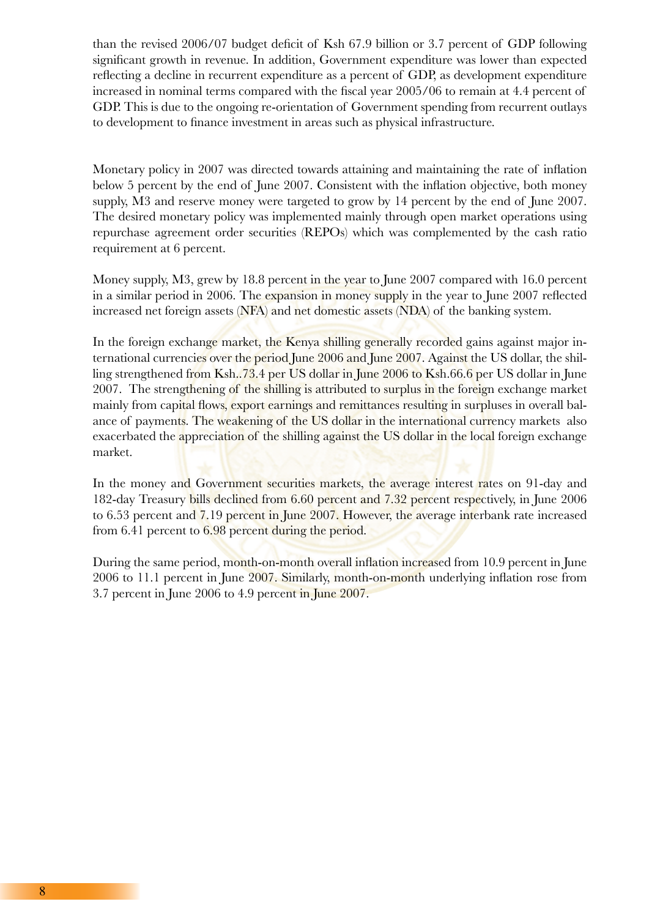than the revised 2006/07 budget deficit of Ksh 67.9 billion or 3.7 percent of GDP following significant growth in revenue. In addition, Government expenditure was lower than expected reflecting a decline in recurrent expenditure as a percent of GDP, as development expenditure increased in nominal terms compared with the fiscal year 2005/06 to remain at 4.4 percent of GDP. This is due to the ongoing re-orientation of Government spending from recurrent outlays to development to finance investment in areas such as physical infrastructure.

Monetary policy in 2007 was directed towards attaining and maintaining the rate of inflation below 5 percent by the end of June 2007. Consistent with the inflation objective, both money supply, M3 and reserve money were targeted to grow by 14 percent by the end of June 2007. The desired monetary policy was implemented mainly through open market operations using repurchase agreement order securities (REPOs) which was complemented by the cash ratio requirement at 6 percent.

Money supply, M3, grew by 18.8 percent in the year to June 2007 compared with 16.0 percent in a similar period in 2006. The expansion in money supply in the year to June 2007 reflected increased net foreign assets (NFA) and net domestic assets (NDA) of the banking system.

In the foreign exchange market, the Kenya shilling generally recorded gains against major international currencies over the period June 2006 and June 2007. Against the US dollar, the shilling strengthened from Ksh..73.4 per US dollar in June 2006 to Ksh.66.6 per US dollar in June 2007. The strengthening of the shilling is attributed to surplus in the foreign exchange market mainly from capital flows, export earnings and remittances resulting in surpluses in overall balance of payments. The weakening of the US dollar in the international currency markets also exacerbated the appreciation of the shilling against the US dollar in the local foreign exchange market.

In the money and Government securities markets, the average interest rates on 91-day and 182-day Treasury bills declined from 6.60 percent and 7.32 percent respectively, in June 2006 to 6.53 percent and 7.19 percent in June 2007. However, the average interbank rate increased from 6.41 percent to 6.98 percent during the period.

During the same period, month-on-month overall inflation increased from 10.9 percent in June 2006 to 11.1 percent in June 2007. Similarly, month-on-month underlying inflation rose from 3.7 percent in June 2006 to 4.9 percent in June 2007.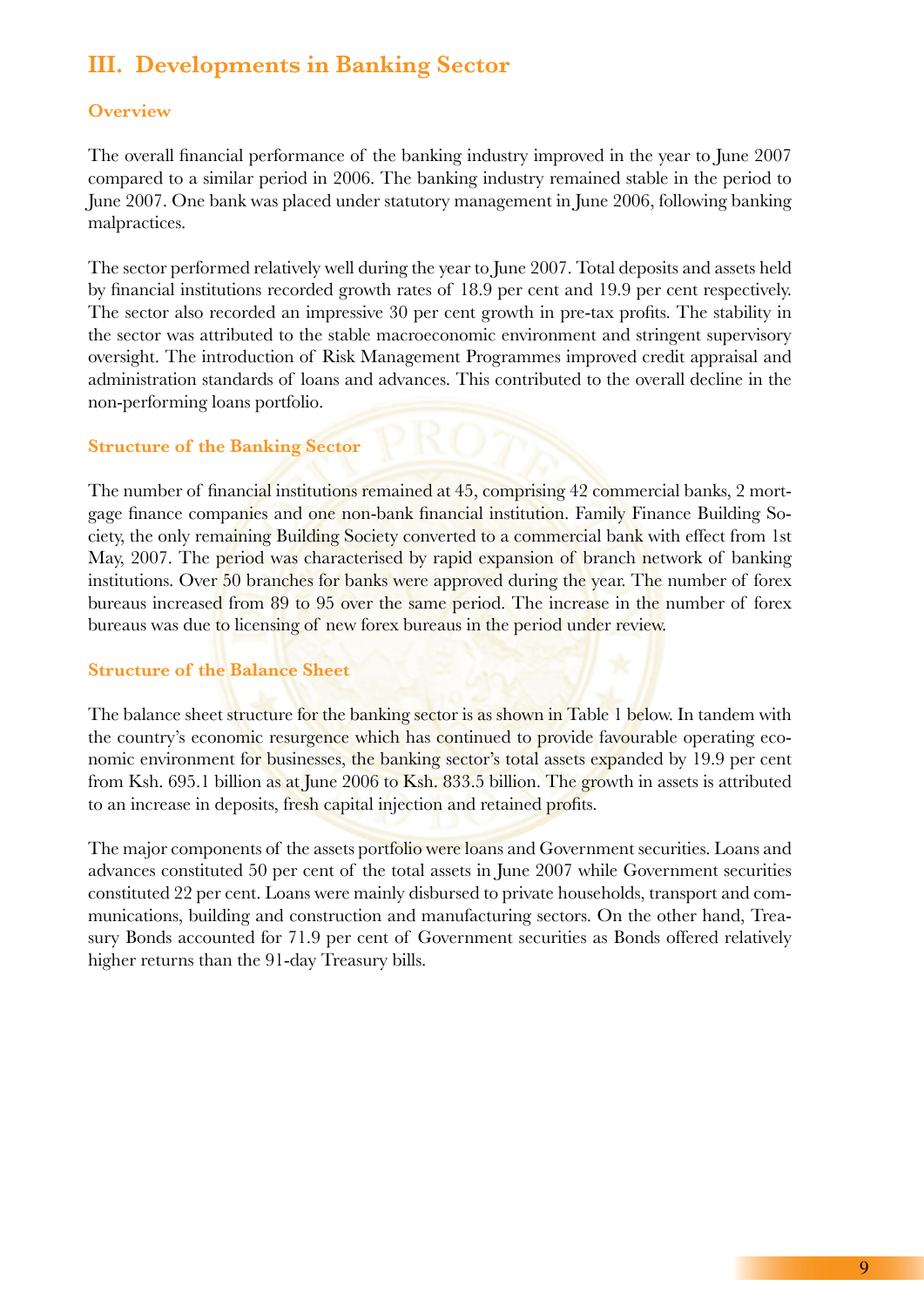# III. Developments in Banking Sector

## Overview

The overall financial performance of the banking industry improved in the year to June 2007 compared to a similar period in 2006. The banking industry remained stable in the period to June 2007. One bank was placed under statutory management in June 2006, following banking malpractices.

The sector performed relatively well during the year to June 2007. Total deposits and assets held by financial institutions recorded growth rates of 18.9 per cent and 19.9 per cent respectively. The sector also recorded an impressive 30 per cent growth in pre-tax profits. The stability in the sector was attributed to the stable macroeconomic environment and stringent supervisory oversight. The introduction of Risk Management Programmes improved credit appraisal and administration standards of loans and advances. This contributed to the overall decline in the non-performing loans portfolio.

## Structure of the Banking Sector

The number of financial institutions remained at 45, comprising 42 commercial banks, 2 mortgage finance companies and one non-bank financial institution. Family Finance Building Society, the only remaining Building Society converted to a commercial bank with effect from 1st May, 2007. The period was characterised by rapid expansion of branch network of banking institutions. Over 50 branches for banks were approved during the year. The number of forex bureaus increased from 89 to 95 over the same period. The increase in the number of forex bureaus was due to licensing of new forex bureaus in the period under review.

## Structure of the Balance Sheet

The balance sheet structure for the banking sector is as shown in Table 1 below. In tandem with the country's economic resurgence which has continued to provide favourable operating economic environment for businesses, the banking sector's total assets expanded by 19.9 per cent from Ksh. 695.1 billion as at June 2006 to Ksh. 833.5 billion. The growth in assets is attributed to an increase in deposits, fresh capital injection and retained profits.

The major components of the assets portfolio were loans and Government securities. Loans and advances constituted 50 per cent of the total assets in June 2007 while Government securities constituted 22 per cent. Loans were mainly disbursed to private households, transport and communications, building and construction and manufacturing sectors. On the other hand, Treasury Bonds accounted for 71.9 per cent of Government securities as Bonds offered relatively higher returns than the 91-day Treasury bills.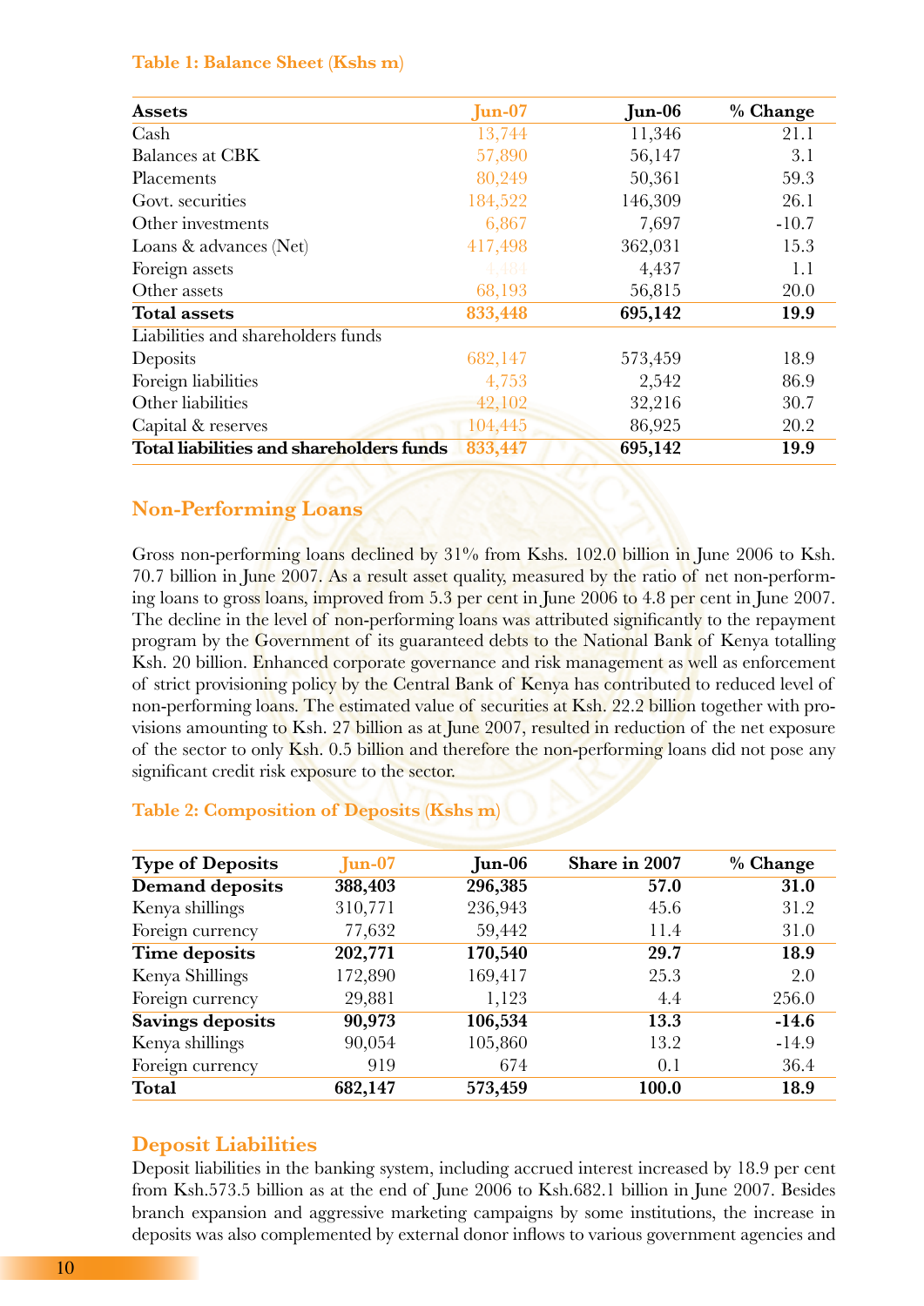**Table 1: Balance Sheet (Kshs m)**

| Assets | Jun-07 | Jun-06 | % Change |
|---|---|---|---|
| Cash | 13,744 | 11,346 | 21.1 |
| Balances at CBK | 57,890 | 56,147 | 3.1 |
| Placements | 80,249 | 50,361 | 59.3 |
| Govt. securities | 184,522 | 146,309 | 26.1 |
| Other investments | 6,867 | 7,697 | -10.7 |
| Loans & advances (Net) | 417,498 | 362,031 | 15.3 |
| Foreign assets | 4,484 | 4,437 | 1.1 |
| Other assets | 68,193 | 56,815 | 20.0 |
| **Total assets** | **833,448** | **695,142** | **19.9** |
| Liabilities and shareholders funds | | | |
| Deposits | 682,147 | 573,459 | 18.9 |
| Foreign liabilities | 4,753 | 2,542 | 86.9 |
| Other liabilities | 42,102 | 32,216 | 30.7 |
| Capital & reserves | 104,445 | 86,925 | 20.2 |
| **Total liabilities and shareholders funds** | **833,447** | **695,142** | **19.9** |

## Non-Performing Loans

Gross non-performing loans declined by 31% from Kshs. 102.0 billion in June 2006 to Ksh. 70.7 billion in June 2007. As a result asset quality, measured by the ratio of net non-performing loans to gross loans, improved from 5.3 per cent in June 2006 to 4.8 per cent in June 2007. The decline in the level of non-performing loans was attributed significantly to the repayment program by the Government of its guaranteed debts to the National Bank of Kenya totalling Ksh. 20 billion. Enhanced corporate governance and risk management as well as enforcement of strict provisioning policy by the Central Bank of Kenya has contributed to reduced level of non-performing loans. The estimated value of securities at Ksh. 22.2 billion together with provisions amounting to Ksh. 27 billion as at June 2007, resulted in reduction of the net exposure of the sector to only Ksh. 0.5 billion and therefore the non-performing loans did not pose any significant credit risk exposure to the sector.

**Table 2: Composition of Deposits (Kshs m)**

| Type of Deposits | Jun-07 | Jun-06 | Share in 2007 | % Change |
|---|---|---|---|---|
| **Demand deposits** | **388,403** | **296,385** | **57.0** | **31.0** |
| Kenya shillings | 310,771 | 236,943 | 45.6 | 31.2 |
| Foreign currency | 77,632 | 59,442 | 11.4 | 31.0 |
| **Time deposits** | **202,771** | **170,540** | **29.7** | **18.9** |
| Kenya Shillings | 172,890 | 169,417 | 25.3 | 2.0 |
| Foreign currency | 29,881 | 1,123 | 4.4 | 256.0 |
| **Savings deposits** | **90,973** | **106,534** | **13.3** | **-14.6** |
| Kenya shillings | 90,054 | 105,860 | 13.2 | -14.9 |
| Foreign currency | 919 | 674 | 0.1 | 36.4 |
| **Total** | **682,147** | **573,459** | **100.0** | **18.9** |

## Deposit Liabilities

Deposit liabilities in the banking system, including accrued interest increased by 18.9 per cent from Ksh.573.5 billion as at the end of June 2006 to Ksh.682.1 billion in June 2007. Besides branch expansion and aggressive marketing campaigns by some institutions, the increase in deposits was also complemented by external donor inflows to various government agencies and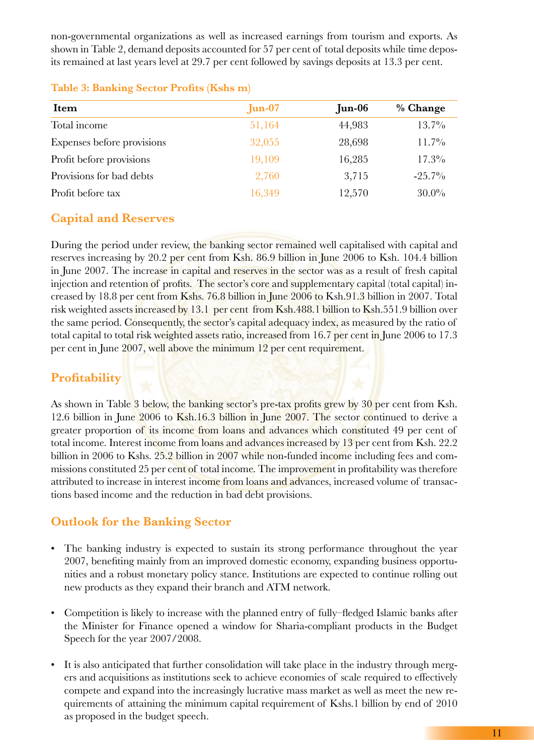non-governmental organizations as well as increased earnings from tourism and exports. As shown in Table 2, demand deposits accounted for 57 per cent of total deposits while time deposits remained at last years level at 29.7 per cent followed by savings deposits at 13.3 per cent.

**Table 3: Banking Sector Profits (Kshs m)**

| Item | Jun-07 | Jun-06 | % Change |
|---|---|---|---|
| Total income | 51,164 | 44,983 | 13.7% |
| Expenses before provisions | 32,055 | 28,698 | 11.7% |
| Profit before provisions | 19,109 | 16,285 | 17.3% |
| Provisions for bad debts | 2,760 | 3,715 | -25.7% |
| Profit before tax | 16,349 | 12,570 | 30.0% |

## Capital and Reserves

During the period under review, the banking sector remained well capitalised with capital and reserves increasing by 20.2 per cent from Ksh. 86.9 billion in June 2006 to Ksh. 104.4 billion in June 2007. The increase in capital and reserves in the sector was as a result of fresh capital injection and retention of profits. The sector's core and supplementary capital (total capital) increased by 18.8 per cent from Kshs. 76.8 billion in June 2006 to Ksh.91.3 billion in 2007. Total risk weighted assets increased by 13.1 per cent from Ksh.488.1 billion to Ksh.551.9 billion over the same period. Consequently, the sector's capital adequacy index, as measured by the ratio of total capital to total risk weighted assets ratio, increased from 16.7 per cent in June 2006 to 17.3 per cent in June 2007, well above the minimum 12 per cent requirement.

## Profitability

As shown in Table 3 below, the banking sector's pre-tax profits grew by 30 per cent from Ksh. 12.6 billion in June 2006 to Ksh.16.3 billion in June 2007. The sector continued to derive a greater proportion of its income from loans and advances which constituted 49 per cent of total income. Interest income from loans and advances increased by 13 per cent from Ksh. 22.2 billion in 2006 to Kshs. 25.2 billion in 2007 while non-funded income including fees and commissions constituted 25 per cent of total income. The improvement in profitability was therefore attributed to increase in interest income from loans and advances, increased volume of transactions based income and the reduction in bad debt provisions.

## Outlook for the Banking Sector

- The banking industry is expected to sustain its strong performance throughout the year 2007, benefiting mainly from an improved domestic economy, expanding business opportunities and a robust monetary policy stance. Institutions are expected to continue rolling out new products as they expand their branch and ATM network.

- Competition is likely to increase with the planned entry of fully–fledged Islamic banks after the Minister for Finance opened a window for Sharia-compliant products in the Budget Speech for the year 2007/2008.

- It is also anticipated that further consolidation will take place in the industry through mergers and acquisitions as institutions seek to achieve economies of scale required to effectively compete and expand into the increasingly lucrative mass market as well as meet the new requirements of attaining the minimum capital requirement of Kshs.1 billion by end of 2010 as proposed in the budget speech.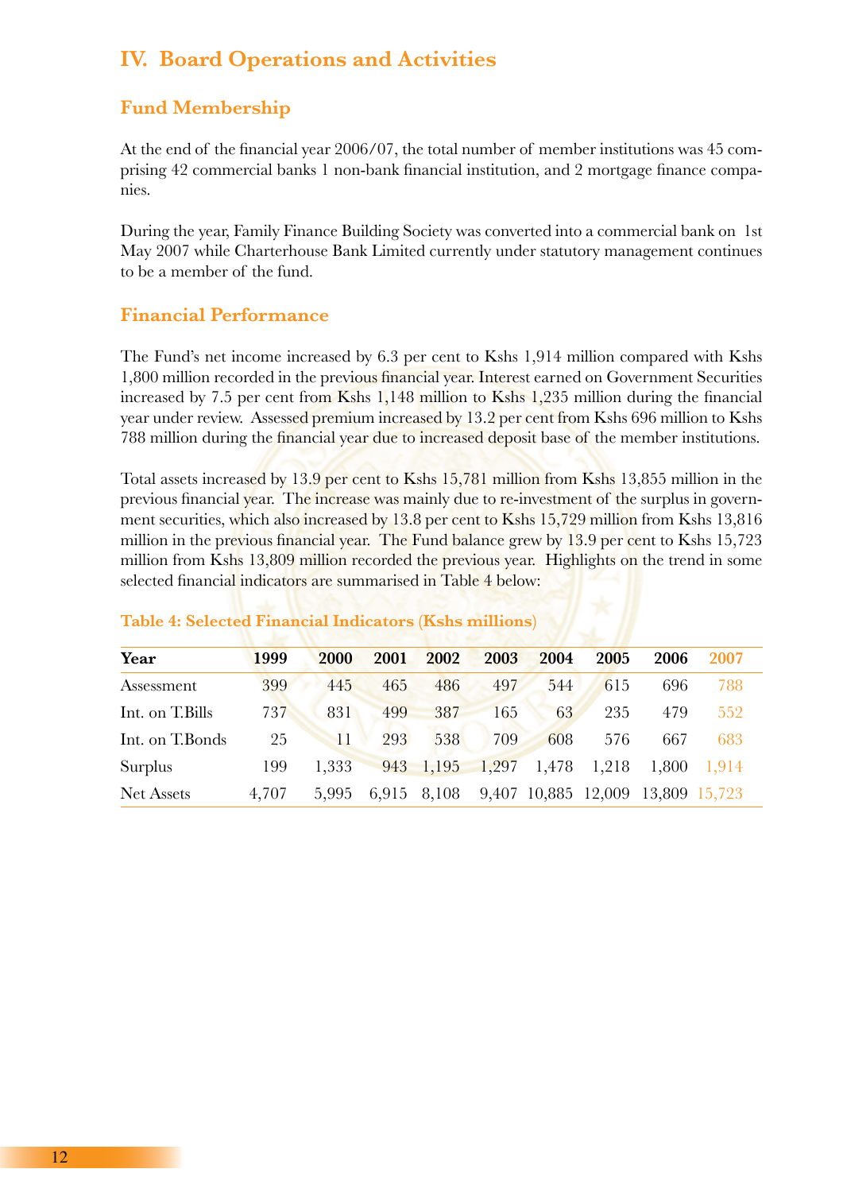## IV. Board Operations and Activities

### Fund Membership

At the end of the financial year 2006/07, the total number of member institutions was 45 comprising 42 commercial banks 1 non-bank financial institution, and 2 mortgage finance companies.

During the year, Family Finance Building Society was converted into a commercial bank on 1st May 2007 while Charterhouse Bank Limited currently under statutory management continues to be a member of the fund.

### Financial Performance

The Fund's net income increased by 6.3 per cent to Kshs 1,914 million compared with Kshs 1,800 million recorded in the previous financial year. Interest earned on Government Securities increased by 7.5 per cent from Kshs 1,148 million to Kshs 1,235 million during the financial year under review. Assessed premium increased by 13.2 per cent from Kshs 696 million to Kshs 788 million during the financial year due to increased deposit base of the member institutions.

Total assets increased by 13.9 per cent to Kshs 15,781 million from Kshs 13,855 million in the previous financial year. The increase was mainly due to re-investment of the surplus in government securities, which also increased by 13.8 per cent to Kshs 15,729 million from Kshs 13,816 million in the previous financial year. The Fund balance grew by 13.9 per cent to Kshs 15,723 million from Kshs 13,809 million recorded the previous year. Highlights on the trend in some selected financial indicators are summarised in Table 4 below:

**Table 4: Selected Financial Indicators (Kshs millions)**

| Year | 1999 | 2000 | 2001 | 2002 | 2003 | 2004 | 2005 | 2006 | 2007 |
|---|---|---|---|---|---|---|---|---|---|
| Assessment | 399 | 445 | 465 | 486 | 497 | 544 | 615 | 696 | 788 |
| Int. on T.Bills | 737 | 831 | 499 | 387 | 165 | 63 | 235 | 479 | 552 |
| Int. on T.Bonds | 25 | 11 | 293 | 538 | 709 | 608 | 576 | 667 | 683 |
| Surplus | 199 | 1,333 | 943 | 1,195 | 1,297 | 1,478 | 1,218 | 1,800 | 1,914 |
| Net Assets | 4,707 | 5,995 | 6,915 | 8,108 | 9,407 | 10,885 | 12,009 | 13,809 | 15,723 |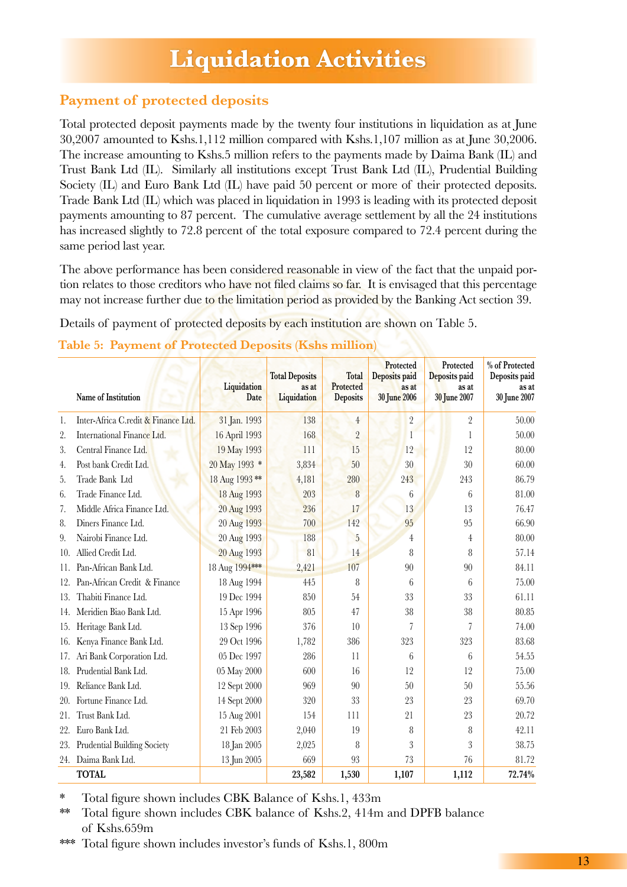# Liquidation Activities

## Payment of protected deposits

Total protected deposit payments made by the twenty four institutions in liquidation as at June 30,2007 amounted to Kshs.1,112 million compared with Kshs.1,107 million as at June 30,2006. The increase amounting to Kshs.5 million refers to the payments made by Daima Bank (IL) and Trust Bank Ltd (IL). Similarly all institutions except Trust Bank Ltd (IL), Prudential Building Society (IL) and Euro Bank Ltd (IL) have paid 50 percent or more of their protected deposits. Trade Bank Ltd (IL) which was placed in liquidation in 1993 is leading with its protected deposit payments amounting to 87 percent. The cumulative average settlement by all the 24 institutions has increased slightly to 72.8 percent of the total exposure compared to 72.4 percent during the same period last year.

The above performance has been considered reasonable in view of the fact that the unpaid portion relates to those creditors who have not filed claims so far. It is envisaged that this percentage may not increase further due to the limitation period as provided by the Banking Act section 39.

Details of payment of protected deposits by each institution are shown on Table 5.

**Table 5: Payment of Protected Deposits (Kshs million)**

| | Name of Institution | Liquidation Date | Total Deposits as at Liquidation | Total Protected Deposits | Protected Deposits paid as at 30 June 2006 | Protected Deposits paid as at 30 June 2007 | % of Protected Deposits paid as at 30 June 2007 |
|---|---|---|---|---|---|---|---|
| 1. | Inter-Africa C.redit & Finance Ltd. | 31 Jan. 1993 | 138 | 4 | 2 | 2 | 50.00 |
| 2. | International Finance Ltd. | 16 April 1993 | 168 | 2 | 1 | 1 | 50.00 |
| 3. | Central Finance Ltd. | 19 May 1993 | 111 | 15 | 12 | 12 | 80.00 |
| 4. | Post bank Credit Ltd. | 20 May 1993 * | 3,834 | 50 | 30 | 30 | 60.00 |
| 5. | Trade Bank Ltd | 18 Aug 1993 ** | 4,181 | 280 | 243 | 243 | 86.79 |
| 6. | Trade Finance Ltd. | 18 Aug 1993 | 203 | 8 | 6 | 6 | 81.00 |
| 7. | Middle Africa Finance Ltd. | 20 Aug 1993 | 236 | 17 | 13 | 13 | 76.47 |
| 8. | Diners Finance Ltd. | 20 Aug 1993 | 700 | 142 | 95 | 95 | 66.90 |
| 9. | Nairobi Finance Ltd. | 20 Aug 1993 | 188 | 5 | 4 | 4 | 80.00 |
| 10. | Allied Credit Ltd. | 20 Aug 1993 | 81 | 14 | 8 | 8 | 57.14 |
| 11. | Pan-African Bank Ltd. | 18 Aug 1994*** | 2,421 | 107 | 90 | 90 | 84.11 |
| 12. | Pan-African Credit & Finance | 18 Aug 1994 | 445 | 8 | 6 | 6 | 75.00 |
| 13. | Thabiti Finance Ltd. | 19 Dec 1994 | 850 | 54 | 33 | 33 | 61.11 |
| 14. | Meridien Biao Bank Ltd. | 15 Apr 1996 | 805 | 47 | 38 | 38 | 80.85 |
| 15. | Heritage Bank Ltd. | 13 Sep 1996 | 376 | 10 | 7 | 7 | 74.00 |
| 16. | Kenya Finance Bank Ltd. | 29 Oct 1996 | 1,782 | 386 | 323 | 323 | 83.68 |
| 17. | Ari Bank Corporation Ltd. | 05 Dec 1997 | 286 | 11 | 6 | 6 | 54.55 |
| 18. | Prudential Bank Ltd. | 05 May 2000 | 600 | 16 | 12 | 12 | 75.00 |
| 19. | Reliance Bank Ltd. | 12 Sept 2000 | 969 | 90 | 50 | 50 | 55.56 |
| 20. | Fortune Finance Ltd. | 14 Sept 2000 | 320 | 33 | 23 | 23 | 69.70 |
| 21. | Trust Bank Ltd. | 15 Aug 2001 | 154 | 111 | 21 | 23 | 20.72 |
| 22. | Euro Bank Ltd. | 21 Feb 2003 | 2,040 | 19 | 8 | 8 | 42.11 |
| 23. | Prudential Building Society | 18 Jan 2005 | 2,025 | 8 | 3 | 3 | 38.75 |
| 24. | Daima Bank Ltd. | 13 Jun 2005 | 669 | 93 | 73 | 76 | 81.72 |
| | **TOTAL** | | **23,582** | **1,530** | **1,107** | **1,112** | **72.74%** |

\* Total figure shown includes CBK Balance of Kshs.1, 433m

\*\* Total figure shown includes CBK balance of Kshs.2, 414m and DPFB balance of Kshs.659m

\*\*\* Total figure shown includes investor's funds of Kshs.1, 800m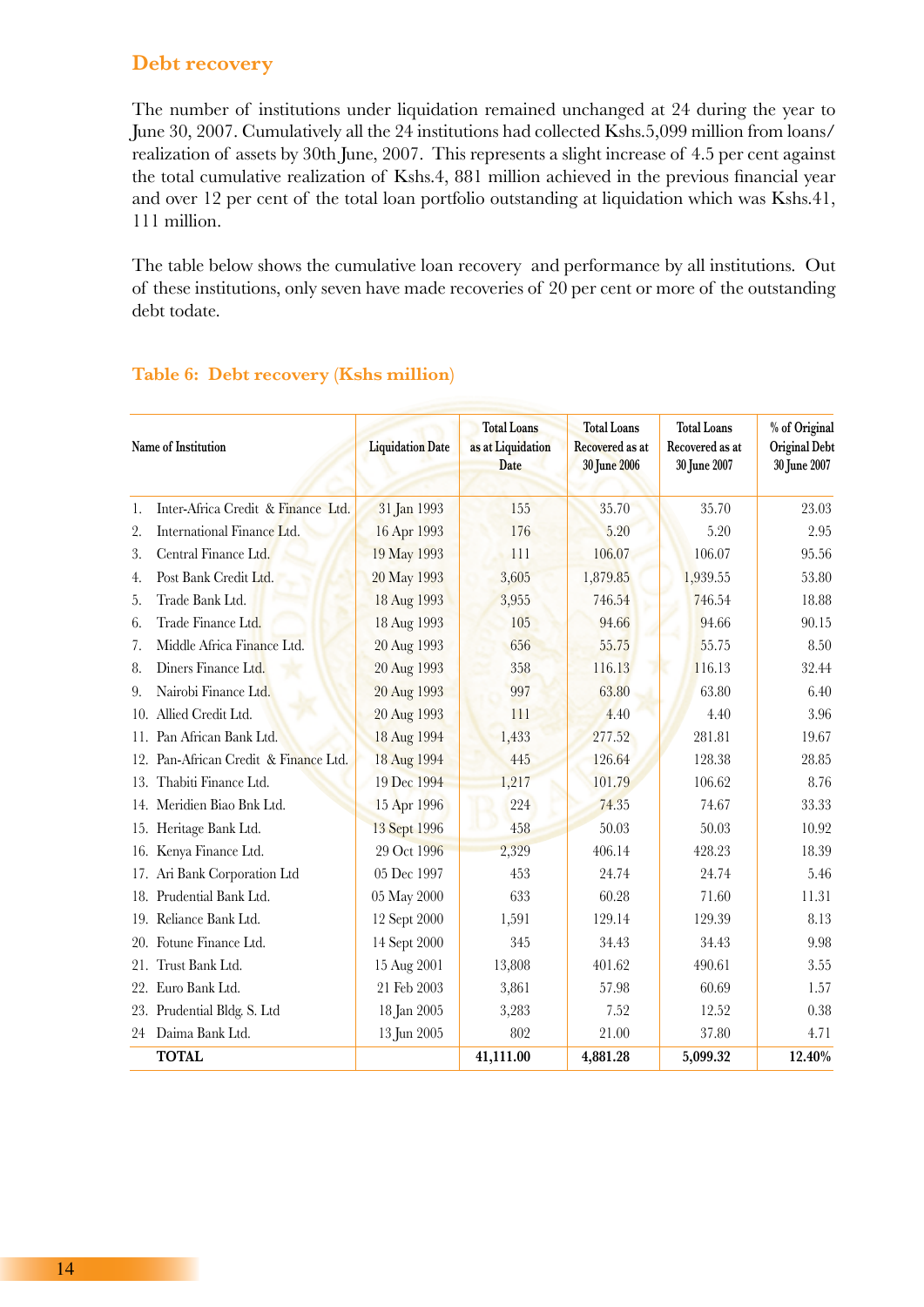## Debt recovery

The number of institutions under liquidation remained unchanged at 24 during the year to June 30, 2007. Cumulatively all the 24 institutions had collected Kshs.5,099 million from loans/ realization of assets by 30th June, 2007. This represents a slight increase of 4.5 per cent against the total cumulative realization of Kshs.4, 881 million achieved in the previous financial year and over 12 per cent of the total loan portfolio outstanding at liquidation which was Kshs.41, 111 million.

The table below shows the cumulative loan recovery and performance by all institutions. Out of these institutions, only seven have made recoveries of 20 per cent or more of the outstanding debt todate.

### Table 6: Debt recovery (Kshs million)

| Name of Institution | Liquidation Date | Total Loans as at Liquidation Date | Total Loans Recovered as at 30 June 2006 | Total Loans Recovered as at 30 June 2007 | % of Original Original Debt 30 June 2007 |
|---|---|---|---|---|---|
| 1. Inter-Africa Credit & Finance Ltd. | 31 Jan 1993 | 155 | 35.70 | 35.70 | 23.03 |
| 2. International Finance Ltd. | 16 Apr 1993 | 176 | 5.20 | 5.20 | 2.95 |
| 3. Central Finance Ltd. | 19 May 1993 | 111 | 106.07 | 106.07 | 95.56 |
| 4. Post Bank Credit Ltd. | 20 May 1993 | 3,605 | 1,879.85 | 1,939.55 | 53.80 |
| 5. Trade Bank Ltd. | 18 Aug 1993 | 3,955 | 746.54 | 746.54 | 18.88 |
| 6. Trade Finance Ltd. | 18 Aug 1993 | 105 | 94.66 | 94.66 | 90.15 |
| 7. Middle Africa Finance Ltd. | 20 Aug 1993 | 656 | 55.75 | 55.75 | 8.50 |
| 8. Diners Finance Ltd. | 20 Aug 1993 | 358 | 116.13 | 116.13 | 32.44 |
| 9. Nairobi Finance Ltd. | 20 Aug 1993 | 997 | 63.80 | 63.80 | 6.40 |
| 10. Allied Credit Ltd. | 20 Aug 1993 | 111 | 4.40 | 4.40 | 3.96 |
| 11. Pan African Bank Ltd. | 18 Aug 1994 | 1,433 | 277.52 | 281.81 | 19.67 |
| 12. Pan-African Credit & Finance Ltd. | 18 Aug 1994 | 445 | 126.64 | 128.38 | 28.85 |
| 13. Thabiti Finance Ltd. | 19 Dec 1994 | 1,217 | 101.79 | 106.62 | 8.76 |
| 14. Meridien Biao Bnk Ltd. | 15 Apr 1996 | 224 | 74.35 | 74.67 | 33.33 |
| 15. Heritage Bank Ltd. | 13 Sept 1996 | 458 | 50.03 | 50.03 | 10.92 |
| 16. Kenya Finance Ltd. | 29 Oct 1996 | 2,329 | 406.14 | 428.23 | 18.39 |
| 17. Ari Bank Corporation Ltd | 05 Dec 1997 | 453 | 24.74 | 24.74 | 5.46 |
| 18. Prudential Bank Ltd. | 05 May 2000 | 633 | 60.28 | 71.60 | 11.31 |
| 19. Reliance Bank Ltd. | 12 Sept 2000 | 1,591 | 129.14 | 129.39 | 8.13 |
| 20. Fotune Finance Ltd. | 14 Sept 2000 | 345 | 34.43 | 34.43 | 9.98 |
| 21. Trust Bank Ltd. | 15 Aug 2001 | 13,808 | 401.62 | 490.61 | 3.55 |
| 22. Euro Bank Ltd. | 21 Feb 2003 | 3,861 | 57.98 | 60.69 | 1.57 |
| 23. Prudential Bldg. S. Ltd | 18 Jan 2005 | 3,283 | 7.52 | 12.52 | 0.38 |
| 24 Daima Bank Ltd. | 13 Jun 2005 | 802 | 21.00 | 37.80 | 4.71 |
| **TOTAL** | | **41,111.00** | **4,881.28** | **5,099.32** | **12.40%** |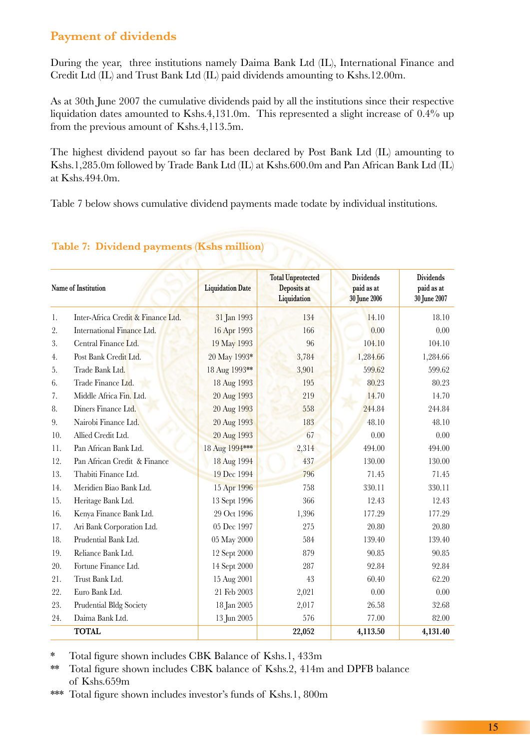## Payment of dividends

During the year, three institutions namely Daima Bank Ltd (IL), International Finance and Credit Ltd (IL) and Trust Bank Ltd (IL) paid dividends amounting to Kshs.12.00m.

As at 30th June 2007 the cumulative dividends paid by all the institutions since their respective liquidation dates amounted to Kshs.4,131.0m. This represented a slight increase of 0.4% up from the previous amount of Kshs.4,113.5m.

The highest dividend payout so far has been declared by Post Bank Ltd (IL) amounting to Kshs.1,285.0m followed by Trade Bank Ltd (IL) at Kshs.600.0m and Pan African Bank Ltd (IL) at Kshs.494.0m.

Table 7 below shows cumulative dividend payments made todate by individual institutions.

### Table 7: Dividend payments (Kshs million)

| | Name of Institution | Liquidation Date | Total Unprotected Deposits at Liquidation | Dividends paid as at 30 June 2006 | Dividends paid as at 30 June 2007 |
|---|---|---|---|---|---|
| 1. | Inter-Africa Credit & Finance Ltd. | 31 Jan 1993 | 134 | 14.10 | 18.10 |
| 2. | International Finance Ltd. | 16 Apr 1993 | 166 | 0.00 | 0.00 |
| 3. | Central Finance Ltd. | 19 May 1993 | 96 | 104.10 | 104.10 |
| 4. | Post Bank Credit Ltd. | 20 May 1993* | 3,784 | 1,284.66 | 1,284.66 |
| 5. | Trade Bank Ltd. | 18 Aug 1993** | 3,901 | 599.62 | 599.62 |
| 6. | Trade Finance Ltd. | 18 Aug 1993 | 195 | 80.23 | 80.23 |
| 7. | Middle Africa Fin. Ltd. | 20 Aug 1993 | 219 | 14.70 | 14.70 |
| 8. | Diners Finance Ltd. | 20 Aug 1993 | 558 | 244.84 | 244.84 |
| 9. | Nairobi Finance Ltd. | 20 Aug 1993 | 183 | 48.10 | 48.10 |
| 10. | Allied Credit Ltd. | 20 Aug 1993 | 67 | 0.00 | 0.00 |
| 11. | Pan African Bank Ltd. | 18 Aug 1994*** | 2,314 | 494.00 | 494.00 |
| 12. | Pan African Credit & Finance | 18 Aug 1994 | 437 | 130.00 | 130.00 |
| 13. | Thabiti Finance Ltd. | 19 Dec 1994 | 796 | 71.45 | 71.45 |
| 14. | Meridien Biao Bank Ltd. | 15 Apr 1996 | 758 | 330.11 | 330.11 |
| 15. | Heritage Bank Ltd. | 13 Sept 1996 | 366 | 12.43 | 12.43 |
| 16. | Kenya Finance Bank Ltd. | 29 Oct 1996 | 1,396 | 177.29 | 177.29 |
| 17. | Ari Bank Corporation Ltd. | 05 Dec 1997 | 275 | 20.80 | 20.80 |
| 18. | Prudential Bank Ltd. | 05 May 2000 | 584 | 139.40 | 139.40 |
| 19. | Reliance Bank Ltd. | 12 Sept 2000 | 879 | 90.85 | 90.85 |
| 20. | Fortune Finance Ltd. | 14 Sept 2000 | 287 | 92.84 | 92.84 |
| 21. | Trust Bank Ltd. | 15 Aug 2001 | 43 | 60.40 | 62.20 |
| 22. | Euro Bank Ltd. | 21 Feb 2003 | 2,021 | 0.00 | 0.00 |
| 23. | Prudential Bldg Society | 18 Jan 2005 | 2,017 | 26.58 | 32.68 |
| 24. | Daima Bank Ltd. | 13 Jun 2005 | 576 | 77.00 | 82.00 |
| | **TOTAL** | | **22,052** | **4,113.50** | **4,131.40** |

\* Total figure shown includes CBK Balance of Kshs.1, 433m

** Total figure shown includes CBK balance of Kshs.2, 414m and DPFB balance of Kshs.659m

*** Total figure shown includes investor's funds of Kshs.1, 800m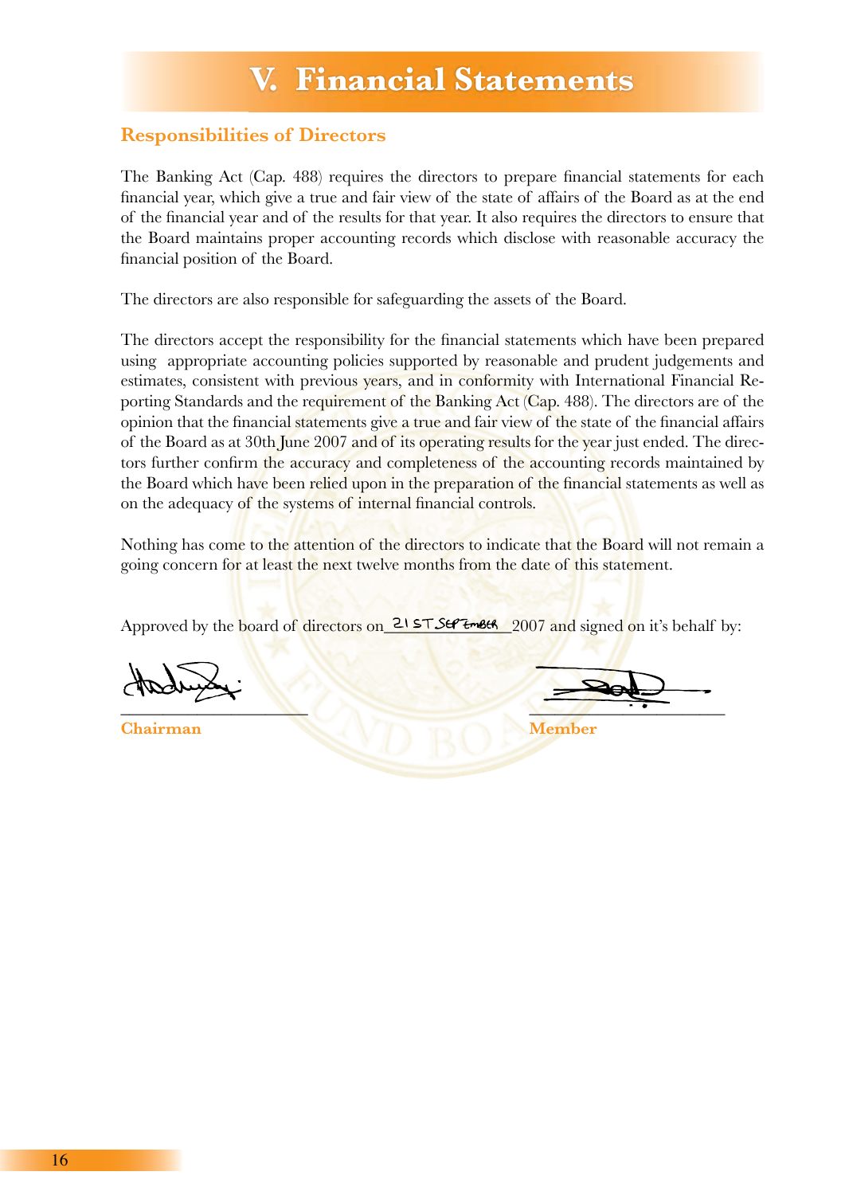# V. Financial Statements

## Responsibilities of Directors

The Banking Act (Cap. 488) requires the directors to prepare financial statements for each financial year, which give a true and fair view of the state of affairs of the Board as at the end of the financial year and of the results for that year. It also requires the directors to ensure that the Board maintains proper accounting records which disclose with reasonable accuracy the financial position of the Board.

The directors are also responsible for safeguarding the assets of the Board.

The directors accept the responsibility for the financial statements which have been prepared using appropriate accounting policies supported by reasonable and prudent judgements and estimates, consistent with previous years, and in conformity with International Financial Reporting Standards and the requirement of the Banking Act (Cap. 488). The directors are of the opinion that the financial statements give a true and fair view of the state of the financial affairs of the Board as at 30th June 2007 and of its operating results for the year just ended. The directors further confirm the accuracy and completeness of the accounting records maintained by the Board which have been relied upon in the preparation of the financial statements as well as on the adequacy of the systems of internal financial controls.

Nothing has come to the attention of the directors to indicate that the Board will not remain a going concern for at least the next twelve months from the date of this statement.

Approved by the board of directors on 21ST SEPTEMBER 2007 and signed on it's behalf by:

**Chairman** **Member**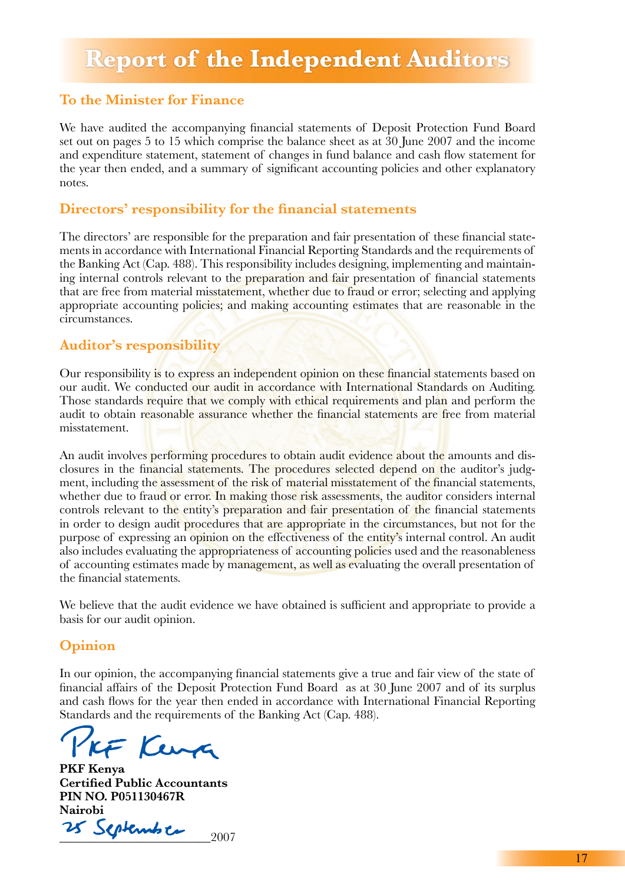# Report of the Independent Auditors

## To the Minister for Finance

We have audited the accompanying financial statements of Deposit Protection Fund Board set out on pages 5 to 15 which comprise the balance sheet as at 30 June 2007 and the income and expenditure statement, statement of changes in fund balance and cash flow statement for the year then ended, and a summary of significant accounting policies and other explanatory notes.

## Directors' responsibility for the financial statements

The directors' are responsible for the preparation and fair presentation of these financial statements in accordance with International Financial Reporting Standards and the requirements of the Banking Act (Cap. 488). This responsibility includes designing, implementing and maintaining internal controls relevant to the preparation and fair presentation of financial statements that are free from material misstatement, whether due to fraud or error; selecting and applying appropriate accounting policies; and making accounting estimates that are reasonable in the circumstances.

## Auditor's responsibility

Our responsibility is to express an independent opinion on these financial statements based on our audit. We conducted our audit in accordance with International Standards on Auditing. Those standards require that we comply with ethical requirements and plan and perform the audit to obtain reasonable assurance whether the financial statements are free from material misstatement.

An audit involves performing procedures to obtain audit evidence about the amounts and disclosures in the financial statements. The procedures selected depend on the auditor's judgment, including the assessment of the risk of material misstatement of the financial statements, whether due to fraud or error. In making those risk assessments, the auditor considers internal controls relevant to the entity's preparation and fair presentation of the financial statements in order to design audit procedures that are appropriate in the circumstances, but not for the purpose of expressing an opinion on the effectiveness of the entity's internal control. An audit also includes evaluating the appropriateness of accounting policies used and the reasonableness of accounting estimates made by management, as well as evaluating the overall presentation of the financial statements.

We believe that the audit evidence we have obtained is sufficient and appropriate to provide a basis for our audit opinion.

## Opinion

In our opinion, the accompanying financial statements give a true and fair view of the state of financial affairs of the Deposit Protection Fund Board as at 30 June 2007 and of its surplus and cash flows for the year then ended in accordance with International Financial Reporting Standards and the requirements of the Banking Act (Cap. 488).

PKF Kenya

**PKF Kenya**
**Certified Public Accountants**
**PIN NO. P051130467R**
**Nairobi**

25 September 2007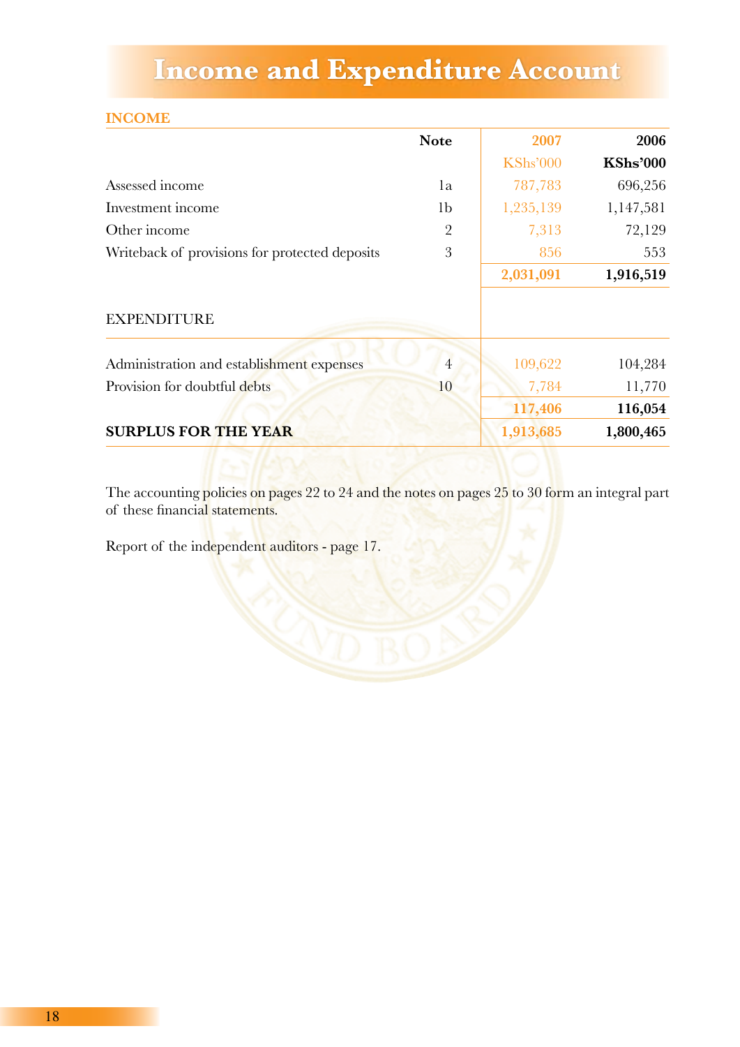# Income and Expenditure Account

## INCOME

| | Note | 2007 | 2006 |
|---|---|---|---|
| | | KShs'000 | KShs'000 |
| Assessed income | 1a | 787,783 | 696,256 |
| Investment income | 1b | 1,235,139 | 1,147,581 |
| Other income | 2 | 7,313 | 72,129 |
| Writeback of provisions for protected deposits | 3 | 856 | 553 |
| | | **2,031,091** | **1,916,519** |
| EXPENDITURE | | | |
| Administration and establishment expenses | 4 | 109,622 | 104,284 |
| Provision for doubtful debts | 10 | 7,784 | 11,770 |
| | | **117,406** | **116,054** |
| **SURPLUS FOR THE YEAR** | | **1,913,685** | **1,800,465** |

The accounting policies on pages 22 to 24 and the notes on pages 25 to 30 form an integral part of these financial statements.

Report of the independent auditors - page 17.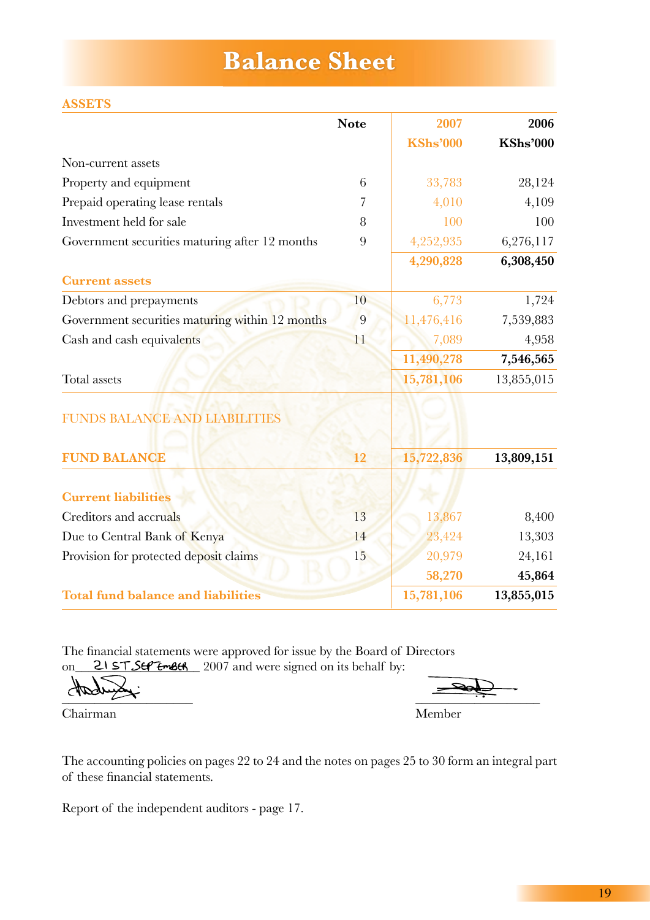# Balance Sheet

## ASSETS

| | Note | 2007 KShs'000 | 2006 KShs'000 |
|---|---|---|---|
| Non-current assets | | | |
| Property and equipment | 6 | 33,783 | 28,124 |
| Prepaid operating lease rentals | 7 | 4,010 | 4,109 |
| Investment held for sale | 8 | 100 | 100 |
| Government securities maturing after 12 months | 9 | 4,252,935 | 6,276,117 |
| | | **4,290,828** | **6,308,450** |
| **Current assets** | | | |
| Debtors and prepayments | 10 | 6,773 | 1,724 |
| Government securities maturing within 12 months | 9 | 11,476,416 | 7,539,883 |
| Cash and cash equivalents | 11 | 7,089 | 4,958 |
| | | **11,490,278** | **7,546,565** |
| Total assets | | **15,781,106** | 13,855,015 |

## FUNDS BALANCE AND LIABILITIES

| | Note | 2007 KShs'000 | 2006 KShs'000 |
|---|---|---|---|
| **FUND BALANCE** | **12** | **15,722,836** | **13,809,151** |
| **Current liabilities** | | | |
| Creditors and accruals | 13 | 13,867 | 8,400 |
| Due to Central Bank of Kenya | 14 | 23,424 | 13,303 |
| Provision for protected deposit claims | 15 | 20,979 | 24,161 |
| | | **58,270** | **45,864** |
| **Total fund balance and liabilities** | | **15,781,106** | **13,855,015** |

The financial statements were approved for issue by the Board of Directors on 21ST SEPTEMBER 2007 and were signed on its behalf by:

Chairman

Member

The accounting policies on pages 22 to 24 and the notes on pages 25 to 30 form an integral part of these financial statements.

Report of the independent auditors - page 17.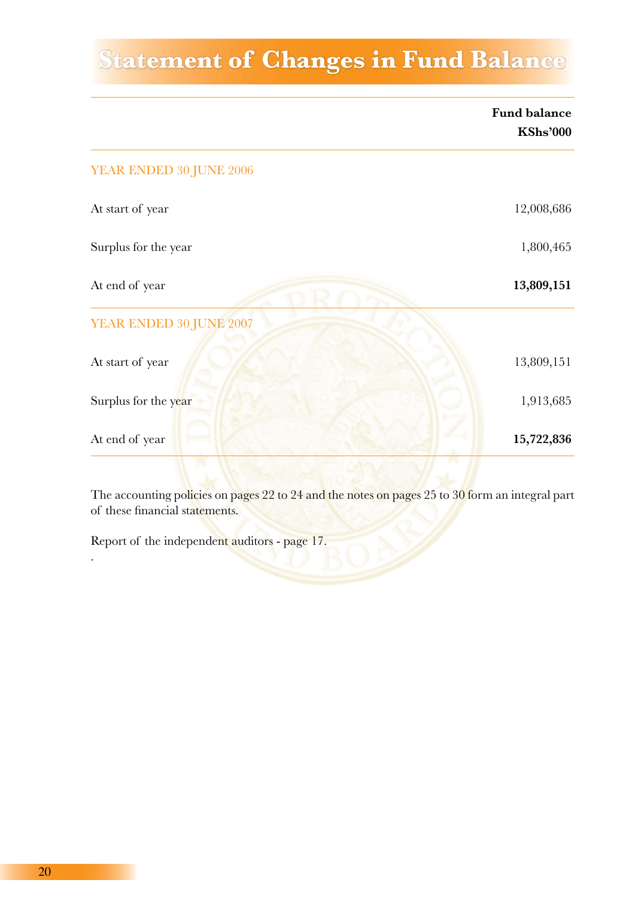# Statement of Changes in Fund Balance

| | Fund balance KShs'000 |
|---|---|
| YEAR ENDED 30 JUNE 2006 | |
| At start of year | 12,008,686 |
| Surplus for the year | 1,800,465 |
| At end of year | **13,809,151** |
| YEAR ENDED 30 JUNE 2007 | |
| At start of year | 13,809,151 |
| Surplus for the year | 1,913,685 |
| At end of year | **15,722,836** |

The accounting policies on pages 22 to 24 and the notes on pages 25 to 30 form an integral part of these financial statements.

Report of the independent auditors - page 17.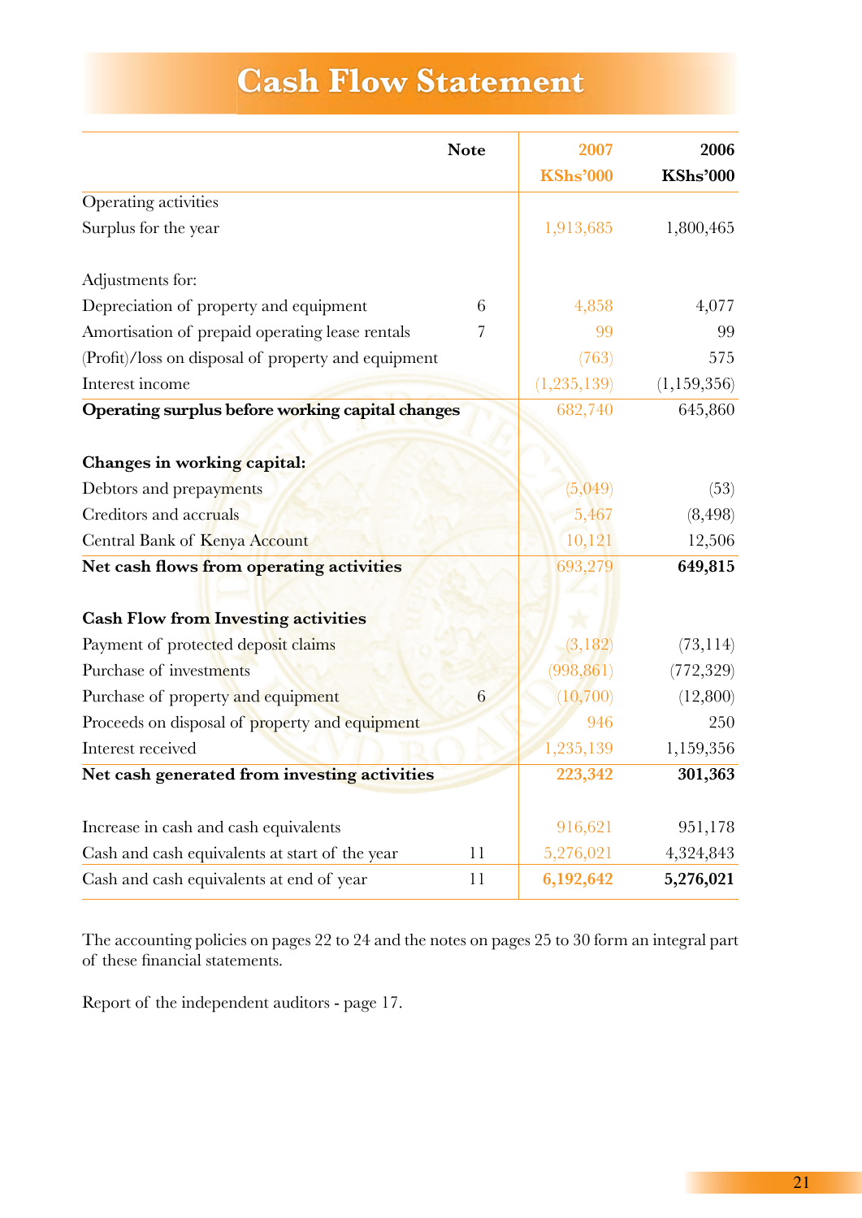# Cash Flow Statement

| | Note | 2007 KShs'000 | 2006 KShs'000 |
|---|---|---|---|
| Operating activities | | | |
| Surplus for the year | | 1,913,685 | 1,800,465 |
| | | | |
| Adjustments for: | | | |
| Depreciation of property and equipment | 6 | 4,858 | 4,077 |
| Amortisation of prepaid operating lease rentals | 7 | 99 | 99 |
| (Profit)/loss on disposal of property and equipment | | (763) | 575 |
| Interest income | | (1,235,139) | (1,159,356) |
| **Operating surplus before working capital changes** | | 682,740 | 645,860 |
| | | | |
| **Changes in working capital:** | | | |
| Debtors and prepayments | | (5,049) | (53) |
| Creditors and accruals | | 5,467 | (8,498) |
| Central Bank of Kenya Account | | 10,121 | 12,506 |
| **Net cash flows from operating activities** | | 693,279 | **649,815** |
| | | | |
| **Cash Flow from Investing activities** | | | |
| Payment of protected deposit claims | | (3,182) | (73,114) |
| Purchase of investments | | (998,861) | (772,329) |
| Purchase of property and equipment | 6 | (10,700) | (12,800) |
| Proceeds on disposal of property and equipment | | 946 | 250 |
| Interest received | | 1,235,139 | 1,159,356 |
| **Net cash generated from investing activities** | | **223,342** | **301,363** |
| | | | |
| Increase in cash and cash equivalents | | 916,621 | 951,178 |
| Cash and cash equivalents at start of the year | 11 | 5,276,021 | 4,324,843 |
| Cash and cash equivalents at end of year | 11 | **6,192,642** | **5,276,021** |

The accounting policies on pages 22 to 24 and the notes on pages 25 to 30 form an integral part of these financial statements.

Report of the independent auditors - page 17.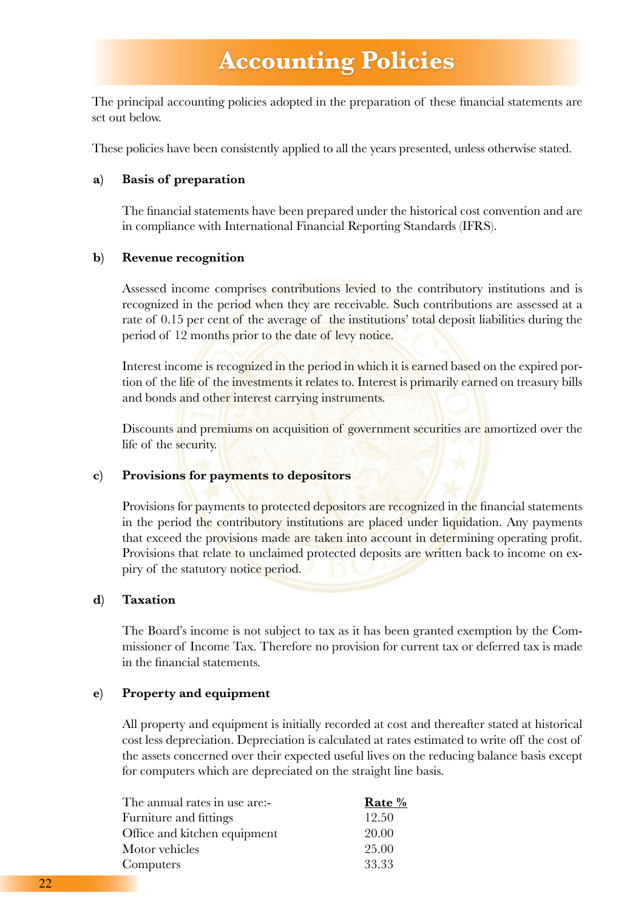# Accounting Policies

The principal accounting policies adopted in the preparation of these financial statements are set out below.

These policies have been consistently applied to all the years presented, unless otherwise stated.

**a) Basis of preparation**

The financial statements have been prepared under the historical cost convention and are in compliance with International Financial Reporting Standards (IFRS).

**b) Revenue recognition**

Assessed income comprises contributions levied to the contributory institutions and is recognized in the period when they are receivable. Such contributions are assessed at a rate of 0.15 per cent of the average of the institutions' total deposit liabilities during the period of 12 months prior to the date of levy notice.

Interest income is recognized in the period in which it is earned based on the expired portion of the life of the investments it relates to. Interest is primarily earned on treasury bills and bonds and other interest carrying instruments.

Discounts and premiums on acquisition of government securities are amortized over the life of the security.

**c) Provisions for payments to depositors**

Provisions for payments to protected depositors are recognized in the financial statements in the period the contributory institutions are placed under liquidation. Any payments that exceed the provisions made are taken into account in determining operating profit. Provisions that relate to unclaimed protected deposits are written back to income on expiry of the statutory notice period.

**d) Taxation**

The Board's income is not subject to tax as it has been granted exemption by the Commissioner of Income Tax. Therefore no provision for current tax or deferred tax is made in the financial statements.

**e) Property and equipment**

All property and equipment is initially recorded at cost and thereafter stated at historical cost less depreciation. Depreciation is calculated at rates estimated to write off the cost of the assets concerned over their expected useful lives on the reducing balance basis except for computers which are depreciated on the straight line basis.

| The annual rates in use are:- | Rate % |
|---|---|
| Furniture and fittings | 12.50 |
| Office and kitchen equipment | 20.00 |
| Motor vehicles | 25.00 |
| Computers | 33.33 |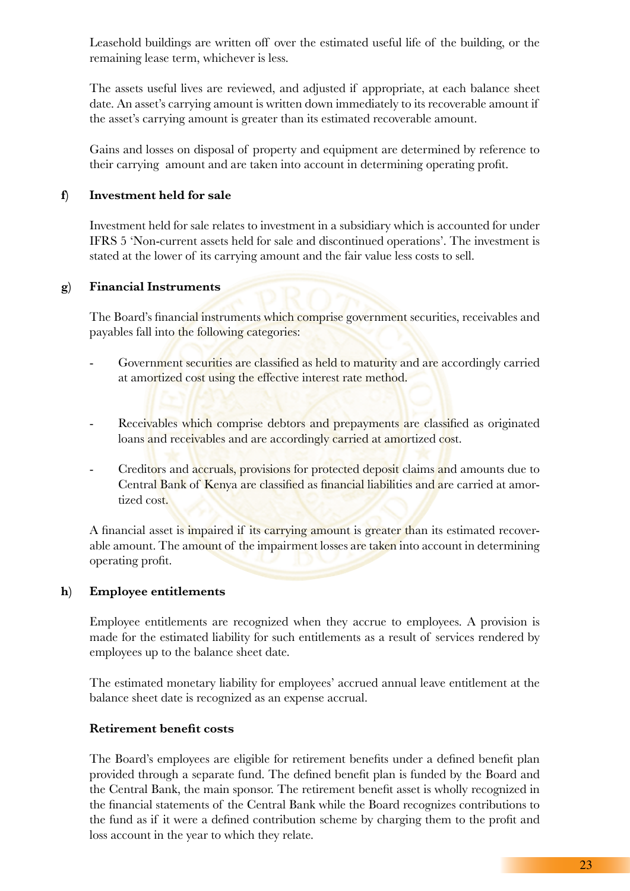Leasehold buildings are written off over the estimated useful life of the building, or the remaining lease term, whichever is less.

The assets useful lives are reviewed, and adjusted if appropriate, at each balance sheet date. An asset's carrying amount is written down immediately to its recoverable amount if the asset's carrying amount is greater than its estimated recoverable amount.

Gains and losses on disposal of property and equipment are determined by reference to their carrying amount and are taken into account in determining operating profit.

**f) Investment held for sale**

Investment held for sale relates to investment in a subsidiary which is accounted for under IFRS 5 'Non-current assets held for sale and discontinued operations'. The investment is stated at the lower of its carrying amount and the fair value less costs to sell.

**g) Financial Instruments**

The Board's financial instruments which comprise government securities, receivables and payables fall into the following categories:

- Government securities are classified as held to maturity and are accordingly carried at amortized cost using the effective interest rate method.

- Receivables which comprise debtors and prepayments are classified as originated loans and receivables and are accordingly carried at amortized cost.

- Creditors and accruals, provisions for protected deposit claims and amounts due to Central Bank of Kenya are classified as financial liabilities and are carried at amortized cost.

A financial asset is impaired if its carrying amount is greater than its estimated recoverable amount. The amount of the impairment losses are taken into account in determining operating profit.

**h) Employee entitlements**

Employee entitlements are recognized when they accrue to employees. A provision is made for the estimated liability for such entitlements as a result of services rendered by employees up to the balance sheet date.

The estimated monetary liability for employees' accrued annual leave entitlement at the balance sheet date is recognized as an expense accrual.

**Retirement benefit costs**

The Board's employees are eligible for retirement benefits under a defined benefit plan provided through a separate fund. The defined benefit plan is funded by the Board and the Central Bank, the main sponsor. The retirement benefit asset is wholly recognized in the financial statements of the Central Bank while the Board recognizes contributions to the fund as if it were a defined contribution scheme by charging them to the profit and loss account in the year to which they relate.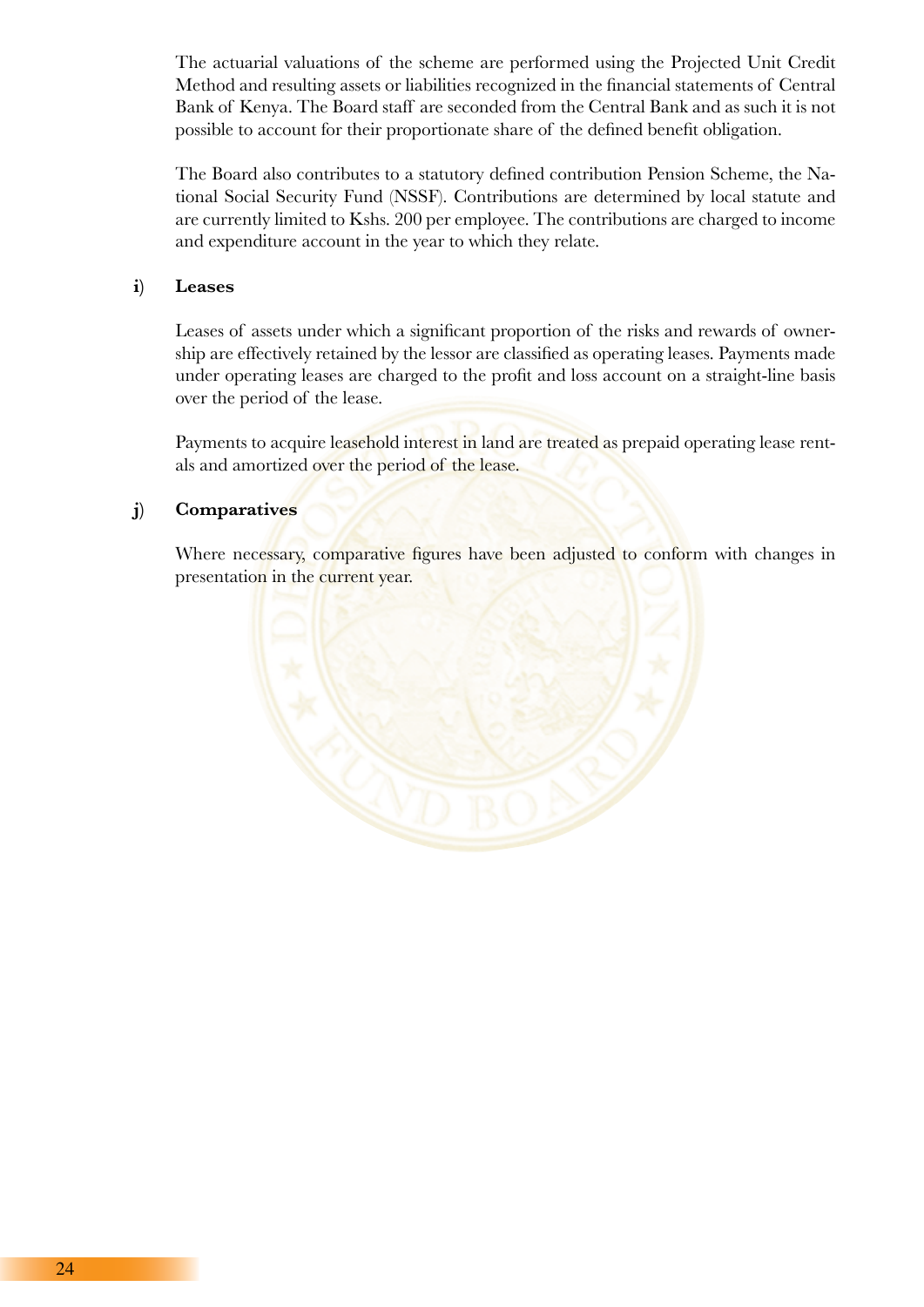The actuarial valuations of the scheme are performed using the Projected Unit Credit Method and resulting assets or liabilities recognized in the financial statements of Central Bank of Kenya. The Board staff are seconded from the Central Bank and as such it is not possible to account for their proportionate share of the defined benefit obligation.

The Board also contributes to a statutory defined contribution Pension Scheme, the National Social Security Fund (NSSF). Contributions are determined by local statute and are currently limited to Kshs. 200 per employee. The contributions are charged to income and expenditure account in the year to which they relate.

**i) Leases**

Leases of assets under which a significant proportion of the risks and rewards of ownership are effectively retained by the lessor are classified as operating leases. Payments made under operating leases are charged to the profit and loss account on a straight-line basis over the period of the lease.

Payments to acquire leasehold interest in land are treated as prepaid operating lease rentals and amortized over the period of the lease.

**j) Comparatives**

Where necessary, comparative figures have been adjusted to conform with changes in presentation in the current year.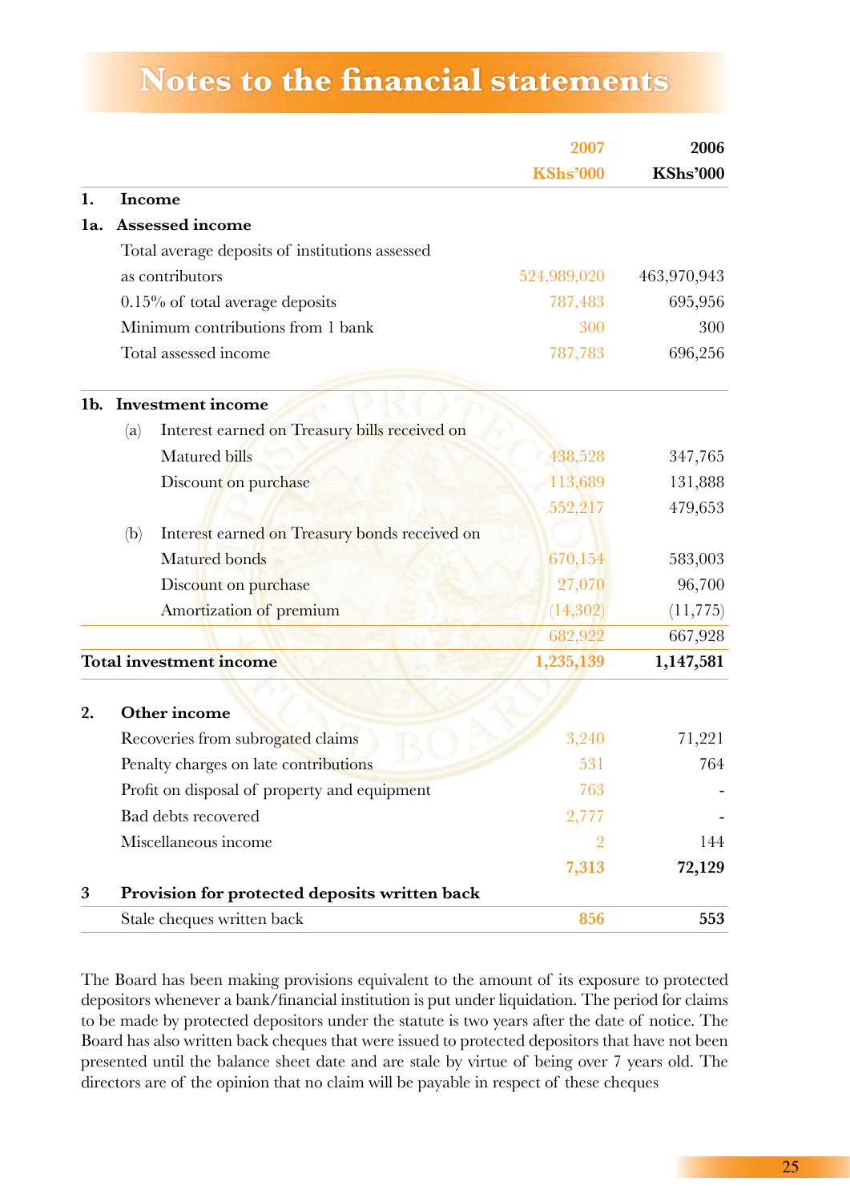# Notes to the financial statements

| | 2007 KShs'000 | 2006 KShs'000 |
|---|---|---|
| **1. Income** | | |
| **1a. Assessed income** | | |
| Total average deposits of institutions assessed as contributors | 524,989,020 | 463,970,943 |
| 0.15% of total average deposits | 787,483 | 695,956 |
| Minimum contributions from 1 bank | 300 | 300 |
| Total assessed income | 787,783 | 696,256 |
| **1b. Investment income** | | |
| (a) Interest earned on Treasury bills received on | | |
| Matured bills | 438,528 | 347,765 |
| Discount on purchase | 113,689 | 131,888 |
| | 552,217 | 479,653 |
| (b) Interest earned on Treasury bonds received on | | |
| Matured bonds | 670,154 | 583,003 |
| Discount on purchase | 27,070 | 96,700 |
| Amortization of premium | (14,302) | (11,775) |
| | 682,922 | 667,928 |
| **Total investment income** | **1,235,139** | **1,147,581** |
| **2. Other income** | | |
| Recoveries from subrogated claims | 3,240 | 71,221 |
| Penalty charges on late contributions | 531 | 764 |
| Profit on disposal of property and equipment | 763 | - |
| Bad debts recovered | 2,777 | - |
| Miscellaneous income | 2 | 144 |
| | **7,313** | **72,129** |
| **3 Provision for protected deposits written back** | | |
| Stale cheques written back | **856** | **553** |

The Board has been making provisions equivalent to the amount of its exposure to protected depositors whenever a bank/financial institution is put under liquidation. The period for claims to be made by protected depositors under the statute is two years after the date of notice. The Board has also written back cheques that were issued to protected depositors that have not been presented until the balance sheet date and are stale by virtue of being over 7 years old. The directors are of the opinion that no claim will be payable in respect of these cheques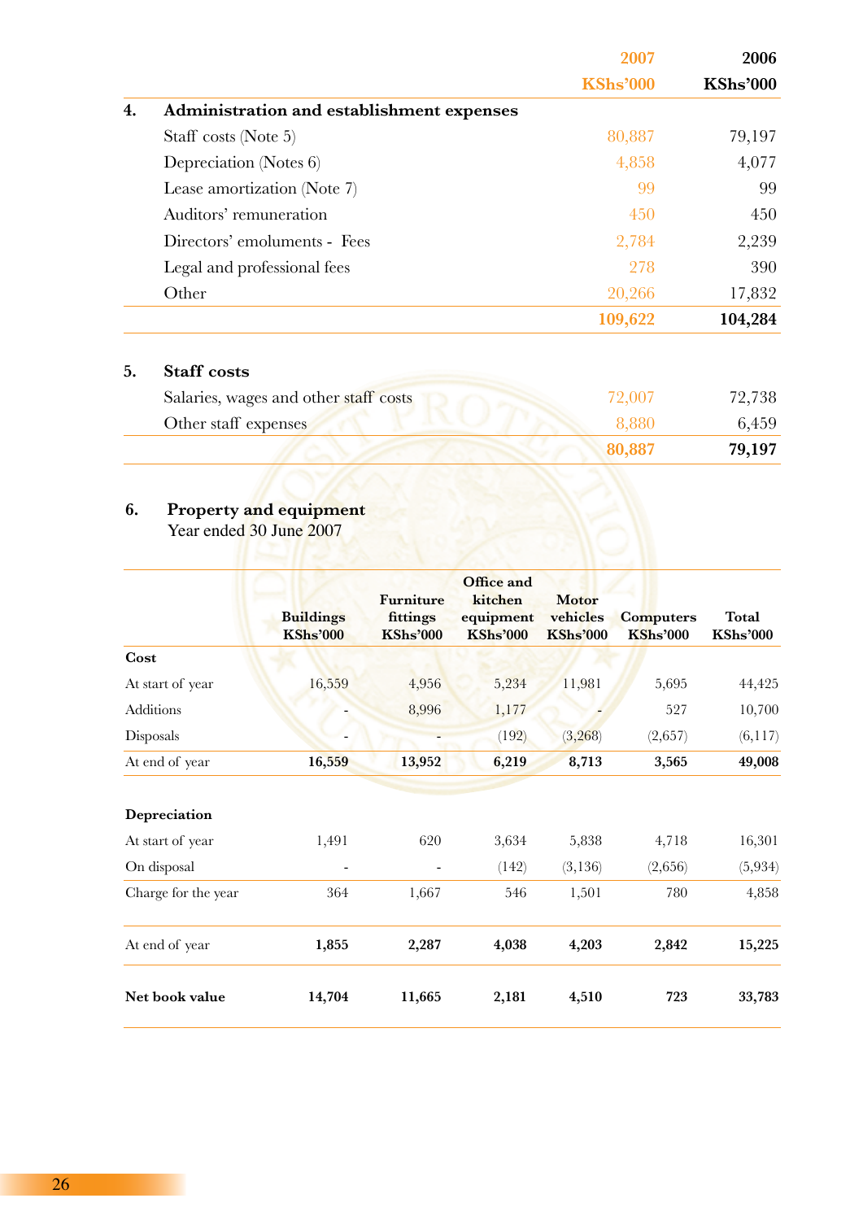| | | 2007 KShs'000 | 2006 KShs'000 |
|---|---|---|---|
| **4.** | **Administration and establishment expenses** | | |
| | Staff costs (Note 5) | 80,887 | 79,197 |
| | Depreciation (Notes 6) | 4,858 | 4,077 |
| | Lease amortization (Note 7) | 99 | 99 |
| | Auditors' remuneration | 450 | 450 |
| | Directors' emoluments - Fees | 2,784 | 2,239 |
| | Legal and professional fees | 278 | 390 |
| | Other | 20,266 | 17,832 |
| | | **109,622** | **104,284** |
| **5.** | **Staff costs** | | |
| | Salaries, wages and other staff costs | 72,007 | 72,738 |
| | Other staff expenses | 8,880 | 6,459 |
| | | **80,887** | **79,197** |

## 6. Property and equipment

Year ended 30 June 2007

| | Buildings KShs'000 | Furniture fittings KShs'000 | Office and kitchen equipment KShs'000 | Motor vehicles KShs'000 | Computers KShs'000 | Total KShs'000 |
|---|---|---|---|---|---|---|
| **Cost** | | | | | | |
| At start of year | 16,559 | 4,956 | 5,234 | 11,981 | 5,695 | 44,425 |
| Additions | - | 8,996 | 1,177 | - | 527 | 10,700 |
| Disposals | - | - | (192) | (3,268) | (2,657) | (6,117) |
| At end of year | **16,559** | **13,952** | **6,219** | **8,713** | **3,565** | **49,008** |
| **Depreciation** | | | | | | |
| At start of year | 1,491 | 620 | 3,634 | 5,838 | 4,718 | 16,301 |
| On disposal | - | - | (142) | (3,136) | (2,656) | (5,934) |
| Charge for the year | 364 | 1,667 | 546 | 1,501 | 780 | 4,858 |
| At end of year | **1,855** | **2,287** | **4,038** | **4,203** | **2,842** | **15,225** |
| **Net book value** | **14,704** | **11,665** | **2,181** | **4,510** | **723** | **33,783** |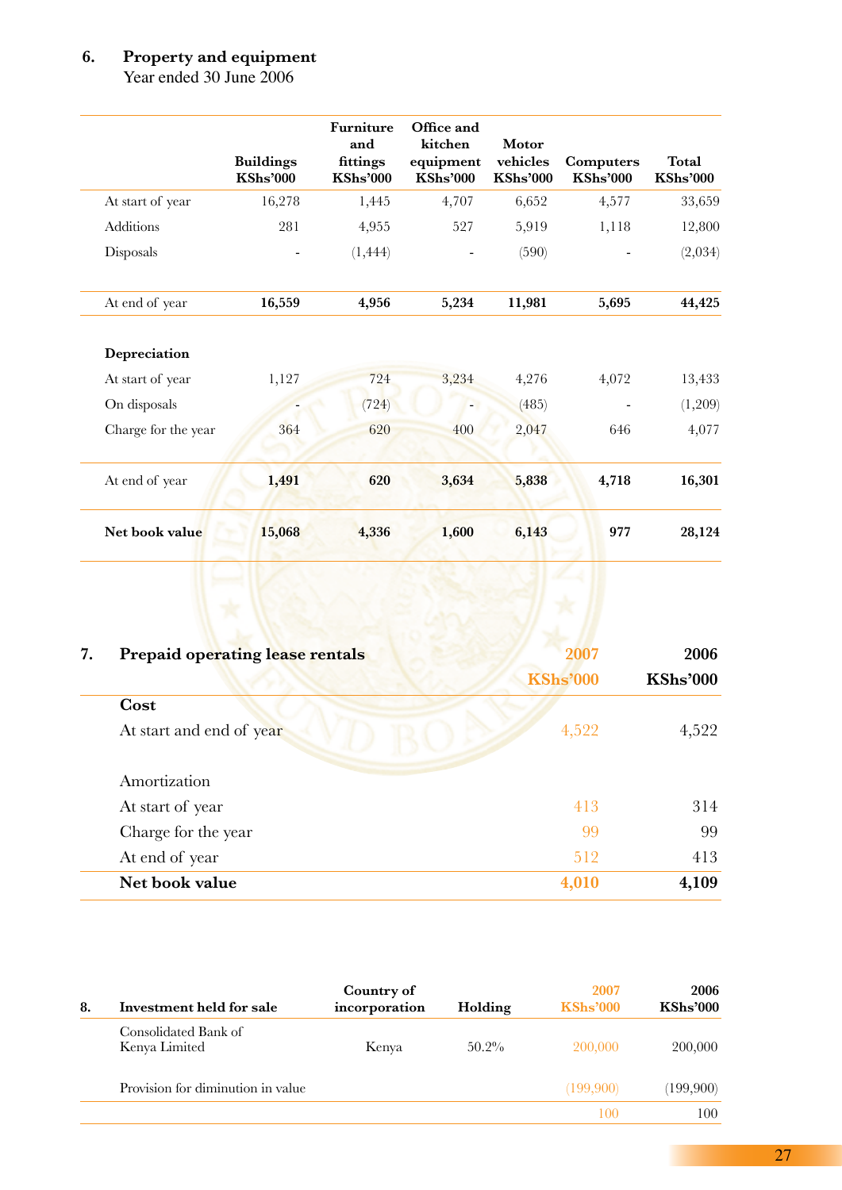## 6. Property and equipment

Year ended 30 June 2006

| | Buildings KShs'000 | Furniture and fittings KShs'000 | Office and kitchen equipment KShs'000 | Motor vehicles KShs'000 | Computers KShs'000 | Total KShs'000 |
|---|---|---|---|---|---|---|
| At start of year | 16,278 | 1,445 | 4,707 | 6,652 | 4,577 | 33,659 |
| Additions | 281 | 4,955 | 527 | 5,919 | 1,118 | 12,800 |
| Disposals | - | (1,444) | - | (590) | - | (2,034) |
| At end of year | **16,559** | **4,956** | **5,234** | **11,981** | **5,695** | **44,425** |
| **Depreciation** | | | | | | |
| At start of year | 1,127 | 724 | 3,234 | 4,276 | 4,072 | 13,433 |
| On disposals | - | (724) | - | (485) | - | (1,209) |
| Charge for the year | 364 | 620 | 400 | 2,047 | 646 | 4,077 |
| At end of year | **1,491** | **620** | **3,634** | **5,838** | **4,718** | **16,301** |
| **Net book value** | **15,068** | **4,336** | **1,600** | **6,143** | **977** | **28,124** |

## 7. Prepaid operating lease rentals

| | 2007 KShs'000 | 2006 KShs'000 |
|---|---|---|
| **Cost** | | |
| At start and end of year | 4,522 | 4,522 |
| Amortization | | |
| At start of year | 413 | 314 |
| Charge for the year | 99 | 99 |
| At end of year | 512 | 413 |
| **Net book value** | **4,010** | **4,109** |

## 8. Investment held for sale

| Investment held for sale | Country of incorporation | Holding | 2007 KShs'000 | 2006 KShs'000 |
|---|---|---|---|---|
| Consolidated Bank of Kenya Limited | Kenya | 50.2% | 200,000 | 200,000 |
| Provision for diminution in value | | | (199,900) | (199,900) |
| | | | 100 | 100 |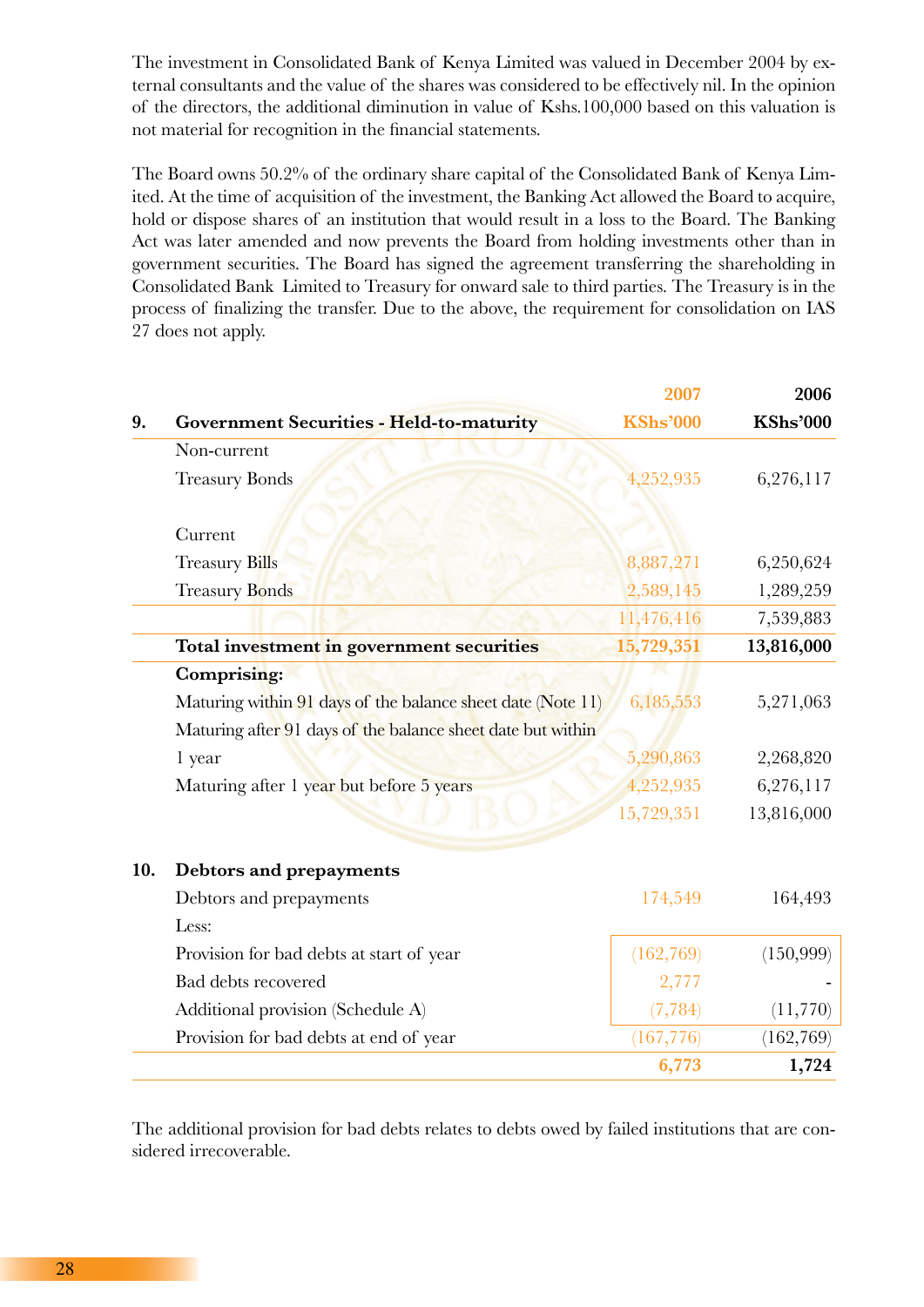The investment in Consolidated Bank of Kenya Limited was valued in December 2004 by external consultants and the value of the shares was considered to be effectively nil. In the opinion of the directors, the additional diminution in value of Kshs.100,000 based on this valuation is not material for recognition in the financial statements.

The Board owns 50.2% of the ordinary share capital of the Consolidated Bank of Kenya Limited. At the time of acquisition of the investment, the Banking Act allowed the Board to acquire, hold or dispose shares of an institution that would result in a loss to the Board. The Banking Act was later amended and now prevents the Board from holding investments other than in government securities. The Board has signed the agreement transferring the shareholding in Consolidated Bank Limited to Treasury for onward sale to third parties. The Treasury is in the process of finalizing the transfer. Due to the above, the requirement for consolidation on IAS 27 does not apply.

| | | 2007 | 2006 |
|---|---|---|---|
| **9.** | **Government Securities - Held-to-maturity** | **KShs'000** | **KShs'000** |
| | Non-current | | |
| | Treasury Bonds | 4,252,935 | 6,276,117 |
| | Current | | |
| | Treasury Bills | 8,887,271 | 6,250,624 |
| | Treasury Bonds | 2,589,145 | 1,289,259 |
| | | 11,476,416 | 7,539,883 |
| | **Total investment in government securities** | **15,729,351** | **13,816,000** |
| | **Comprising:** | | |
| | Maturing within 91 days of the balance sheet date (Note 11) | 6,185,553 | 5,271,063 |
| | Maturing after 91 days of the balance sheet date but within 1 year | 5,290,863 | 2,268,820 |
| | Maturing after 1 year but before 5 years | 4,252,935 | 6,276,117 |
| | | 15,729,351 | 13,816,000 |
| **10.** | **Debtors and prepayments** | | |
| | Debtors and prepayments | 174,549 | 164,493 |
| | Less: | | |
| | Provision for bad debts at start of year | (162,769) | (150,999) |
| | Bad debts recovered | 2,777 | - |
| | Additional provision (Schedule A) | (7,784) | (11,770) |
| | Provision for bad debts at end of year | (167,776) | (162,769) |
| | | **6,773** | **1,724** |

The additional provision for bad debts relates to debts owed by failed institutions that are considered irrecoverable.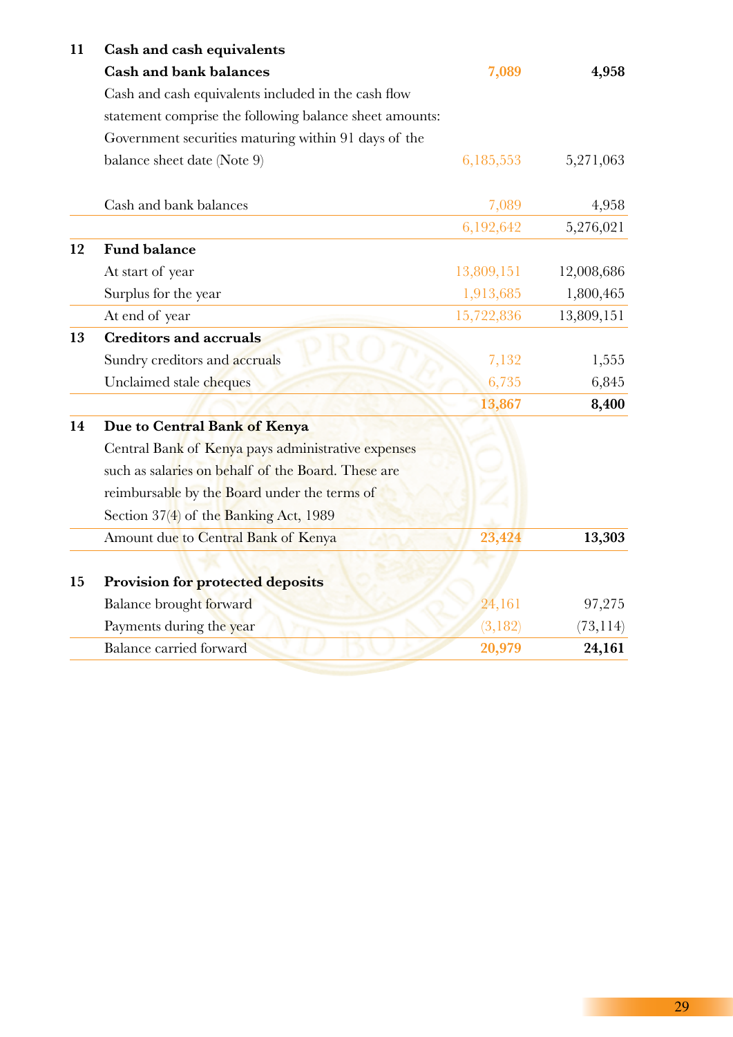| | | | |
|---|---|---|---|
| **11** | **Cash and cash equivalents** | | |
| | **Cash and bank balances** | **7,089** | **4,958** |
| | Cash and cash equivalents included in the cash flow statement comprise the following balance sheet amounts: | | |
| | Government securities maturing within 91 days of the balance sheet date (Note 9) | 6,185,553 | 5,271,063 |
| | Cash and bank balances | 7,089 | 4,958 |
| | | 6,192,642 | 5,276,021 |
| **12** | **Fund balance** | | |
| | At start of year | 13,809,151 | 12,008,686 |
| | Surplus for the year | 1,913,685 | 1,800,465 |
| | At end of year | 15,722,836 | 13,809,151 |
| **13** | **Creditors and accruals** | | |
| | Sundry creditors and accruals | 7,132 | 1,555 |
| | Unclaimed stale cheques | 6,735 | 6,845 |
| | | **13,867** | **8,400** |
| **14** | **Due to Central Bank of Kenya** | | |
| | Central Bank of Kenya pays administrative expenses such as salaries on behalf of the Board. These are reimbursable by the Board under the terms of Section 37(4) of the Banking Act, 1989 | | |
| | Amount due to Central Bank of Kenya | **23,424** | **13,303** |
| **15** | **Provision for protected deposits** | | |
| | Balance brought forward | 24,161 | 97,275 |
| | Payments during the year | (3,182) | (73,114) |
| | Balance carried forward | **20,979** | **24,161** |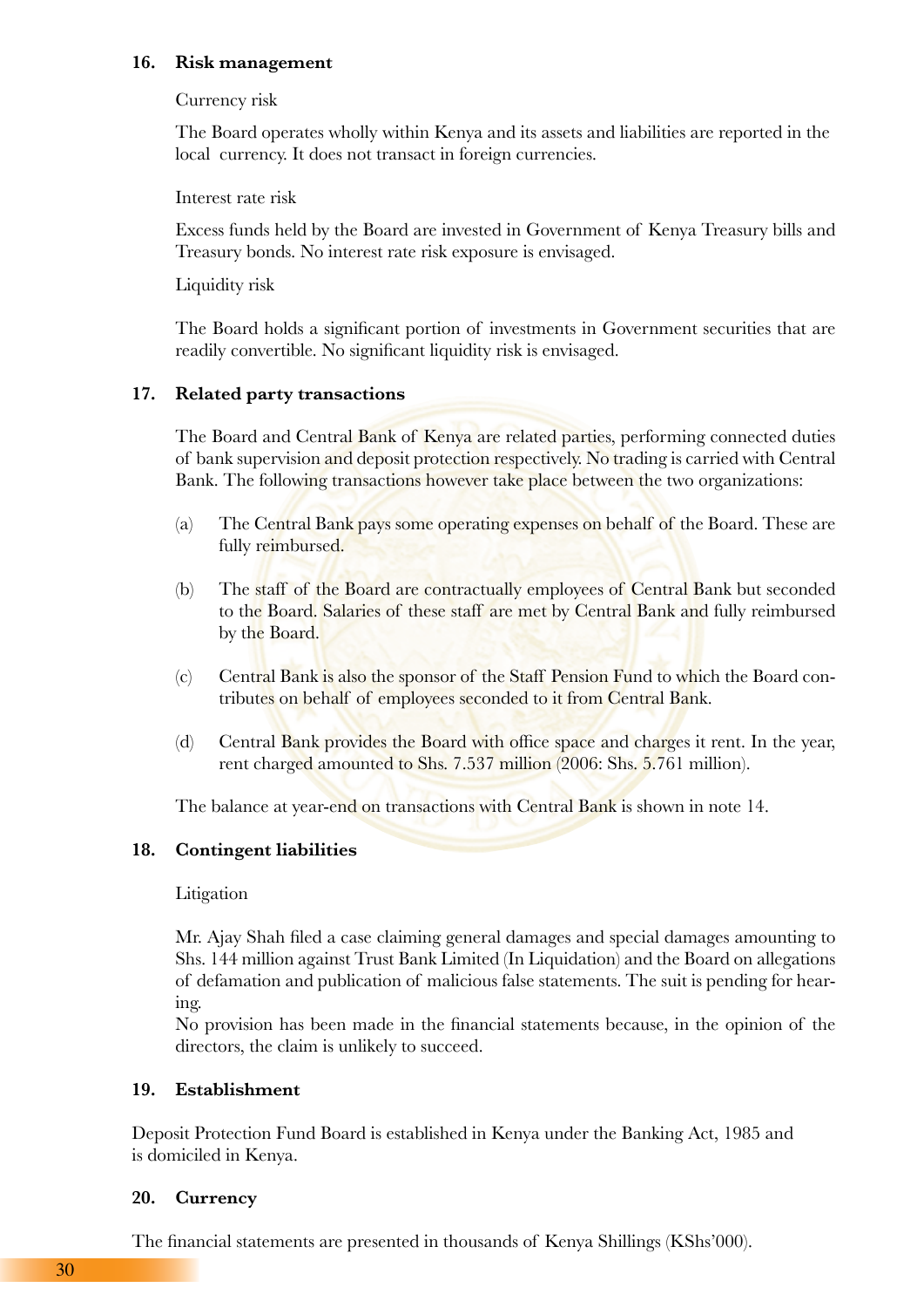## 16. Risk management

Currency risk

The Board operates wholly within Kenya and its assets and liabilities are reported in the local currency. It does not transact in foreign currencies.

Interest rate risk

Excess funds held by the Board are invested in Government of Kenya Treasury bills and Treasury bonds. No interest rate risk exposure is envisaged.

Liquidity risk

The Board holds a significant portion of investments in Government securities that are readily convertible. No significant liquidity risk is envisaged.

## 17. Related party transactions

The Board and Central Bank of Kenya are related parties, performing connected duties of bank supervision and deposit protection respectively. No trading is carried with Central Bank. The following transactions however take place between the two organizations:

(a) The Central Bank pays some operating expenses on behalf of the Board. These are fully reimbursed.

(b) The staff of the Board are contractually employees of Central Bank but seconded to the Board. Salaries of these staff are met by Central Bank and fully reimbursed by the Board.

(c) Central Bank is also the sponsor of the Staff Pension Fund to which the Board contributes on behalf of employees seconded to it from Central Bank.

(d) Central Bank provides the Board with office space and charges it rent. In the year, rent charged amounted to Shs. 7.537 million (2006: Shs. 5.761 million).

The balance at year-end on transactions with Central Bank is shown in note 14.

## 18. Contingent liabilities

Litigation

Mr. Ajay Shah filed a case claiming general damages and special damages amounting to Shs. 144 million against Trust Bank Limited (In Liquidation) and the Board on allegations of defamation and publication of malicious false statements. The suit is pending for hearing.

No provision has been made in the financial statements because, in the opinion of the directors, the claim is unlikely to succeed.

## 19. Establishment

Deposit Protection Fund Board is established in Kenya under the Banking Act, 1985 and is domiciled in Kenya.

## 20. Currency

The financial statements are presented in thousands of Kenya Shillings (KShs'000).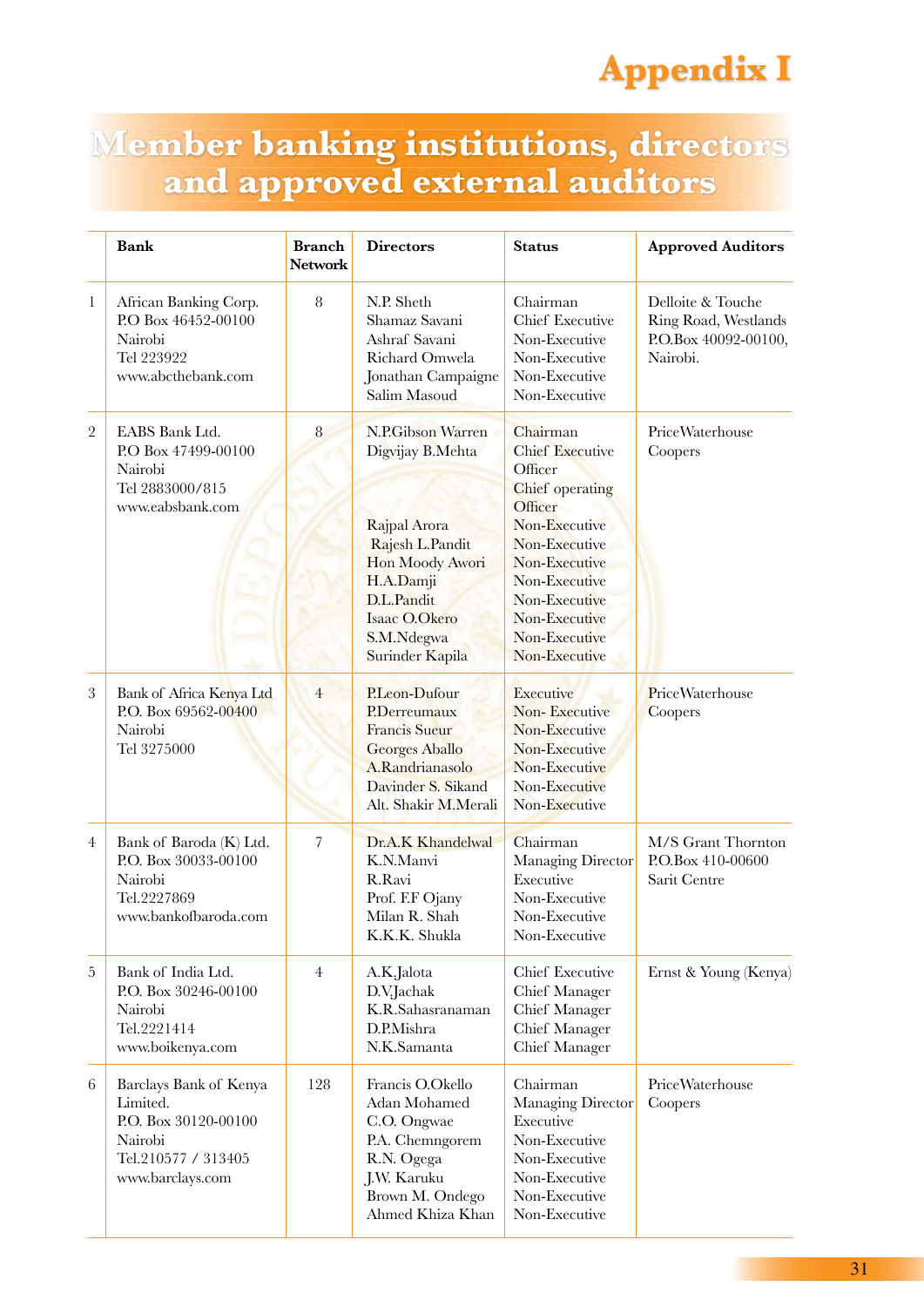# Appendix I

## Member banking institutions, directors and approved external auditors

| | Bank | Branch Network | Directors | Status | Approved Auditors |
|---|---|---|---|---|---|
| 1 | African Banking Corp.<br>P.O Box 46452-00100<br>Nairobi<br>Tel 223922<br>www.abcthebank.com | 8 | N.P. Sheth<br>Shamaz Savani<br>Ashraf Savani<br>Richard Omwela<br>Jonathan Campaigne<br>Salim Masoud | Chairman<br>Chief Executive<br>Non-Executive<br>Non-Executive<br>Non-Executive<br>Non-Executive | Delloite & Touche<br>Ring Road, Westlands<br>P.O.Box 40092-00100,<br>Nairobi. |
| 2 | EABS Bank Ltd.<br>P.O Box 47499-00100<br>Nairobi<br>Tel 2883000/815<br>www.eabsbank.com | 8 | N.P.Gibson Warren<br>Digvijay B.Mehta<br><br><br>Rajpal Arora<br>Rajesh L.Pandit<br>Hon Moody Awori<br>H.A.Damji<br>D.L.Pandit<br>Isaac O.Okero<br>S.M.Ndegwa<br>Surinder Kapila | Chairman<br>Chief Executive Officer<br>Chief operating Officer<br>Non-Executive<br>Non-Executive<br>Non-Executive<br>Non-Executive<br>Non-Executive<br>Non-Executive<br>Non-Executive<br>Non-Executive | PriceWaterhouse Coopers |
| 3 | Bank of Africa Kenya Ltd<br>P.O. Box 69562-00400<br>Nairobi<br>Tel 3275000 | 4 | P.Leon-Dufour<br>P.Derreumaux<br>Francis Sueur<br>Georges Aballo<br>A.Randrianasolo<br>Davinder S. Sikand<br>Alt. Shakir M.Merali | Executive<br>Non- Executive<br>Non-Executive<br>Non-Executive<br>Non-Executive<br>Non-Executive<br>Non-Executive | PriceWaterhouse Coopers |
| 4 | Bank of Baroda (K) Ltd.<br>P.O. Box 30033-00100<br>Nairobi<br>Tel.2227869<br>www.bankofbaroda.com | 7 | Dr.A.K Khandelwal<br>K.N.Manvi<br>R.Ravi<br>Prof. F.F Ojany<br>Milan R. Shah<br>K.K.K. Shukla | Chairman<br>Managing Director<br>Executive<br>Non-Executive<br>Non-Executive<br>Non-Executive | M/S Grant Thornton<br>P.O.Box 410-00600<br>Sarit Centre |
| 5 | Bank of India Ltd.<br>P.O. Box 30246-00100<br>Nairobi<br>Tel.2221414<br>www.boikenya.com | 4 | A.K.Jalota<br>D.V.Jachak<br>K.R.Sahasranaman<br>D.P.Mishra<br>N.K.Samanta | Chief Executive<br>Chief Manager<br>Chief Manager<br>Chief Manager<br>Chief Manager | Ernst & Young (Kenya) |
| 6 | Barclays Bank of Kenya Limited.<br>P.O. Box 30120-00100<br>Nairobi<br>Tel.210577 / 313405<br>www.barclays.com | 128 | Francis O.Okello<br>Adan Mohamed<br>C.O. Ongwae<br>P.A. Chemngorem<br>R.N. Ogega<br>J.W. Karuku<br>Brown M. Ondego<br>Ahmed Khiza Khan | Chairman<br>Managing Director<br>Executive<br>Non-Executive<br>Non-Executive<br>Non-Executive<br>Non-Executive<br>Non-Executive | PriceWaterhouse Coopers |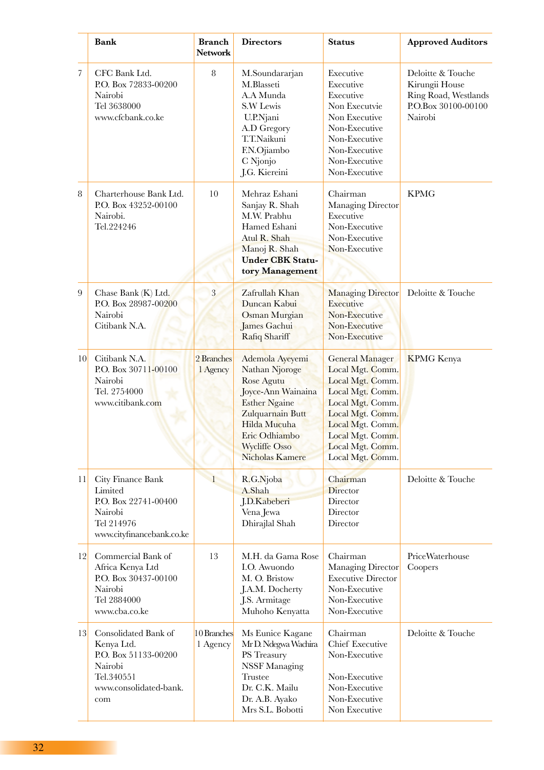| | Bank | Branch Network | Directors | Status | Approved Auditors |
|---|---|---|---|---|---|
| 7 | CFC Bank Ltd.<br>P.O. Box 72833-00200<br>Nairobi<br>Tel 3638000<br>www.cfcbank.co.ke | 8 | M.Soundararjan<br>M.Blasseti<br>A.A Munda<br>S.W Lewis<br>U.P.Njani<br>A.D Gregory<br>T.T.Naikuni<br>F.N.Ojiambo<br>C Njonjo<br>J.G. Kiereini | Executive<br>Executive<br>Executive<br>Non Executvie<br>Non Executive<br>Non-Executive<br>Non-Executive<br>Non-Executive<br>Non-Executive<br>Non-Executive | Deloitte & Touche<br>Kirungii House<br>Ring Road, Westlands<br>P.O.Box 30100-00100<br>Nairobi |
| 8 | Charterhouse Bank Ltd.<br>P.O. Box 43252-00100<br>Nairobi.<br>Tel.224246 | 10 | Mehraz Eshani<br>Sanjay R. Shah<br>M.W. Prabhu<br>Hamed Eshani<br>Atul R. Shah<br>Manoj R. Shah<br>**Under CBK Statutory Management** | Chairman<br>Managing Director<br>Executive<br>Non-Executive<br>Non-Executive<br>Non-Executive | KPMG |
| 9 | Chase Bank (K) Ltd.<br>P.O. Box 28987-00200<br>Nairobi<br>Citibank N.A. | 3 | Zafrullah Khan<br>Duncan Kabui<br>Osman Murgian<br>James Gachui<br>Rafiq Shariff | Managing Director<br>Executive<br>Non-Executive<br>Non-Executive<br>Non-Executive | Deloitte & Touche |
| 10 | Citibank N.A.<br>P.O. Box 30711-00100<br>Nairobi<br>Tel. 2754000<br>www.citibank.com | 2 Branches<br>1 Agency | Ademola Ayeyemi<br>Nathan Njoroge<br>Rose Agutu<br>Joyce-Ann Wainaina<br>Esther Ngaine<br>Zulquarnain Butt<br>Hilda Mucuha<br>Eric Odhiambo<br>Wycliffe Osso<br>Nicholas Kamere | General Manager<br>Local Mgt. Comm.<br>Local Mgt. Comm.<br>Local Mgt. Comm.<br>Local Mgt. Comm.<br>Local Mgt. Comm.<br>Local Mgt. Comm.<br>Local Mgt. Comm.<br>Local Mgt. Comm.<br>Local Mgt. Comm. | KPMG Kenya |
| 11 | City Finance Bank Limited<br>P.O. Box 22741-00400<br>Nairobi<br>Tel 214976<br>www.cityfinancebank.co.ke | 1 | R.G.Njoba<br>A.Shah<br>J.D.Kabeberi<br>Vena Jewa<br>Dhirajlal Shah | Chairman<br>Director<br>Director<br>Director<br>Director | Deloitte & Touche |
| 12 | Commercial Bank of Africa Kenya Ltd<br>P.O. Box 30437-00100<br>Nairobi<br>Tel 2884000<br>www.cba.co.ke | 13 | M.H. da Gama Rose<br>I.O. Awuondo<br>M. O. Bristow<br>J.A.M. Docherty<br>J.S. Armitage<br>Muhoho Kenyatta | Chairman<br>Managing Director<br>Executive Director<br>Non-Executive<br>Non-Executive<br>Non-Executive | PriceWaterhouse Coopers |
| 13 | Consolidated Bank of Kenya Ltd.<br>P.O. Box 51133-00200<br>Nairobi<br>Tel.340551<br>www.consolidated-bank.com | 10 Branches<br>1 Agency | Ms Eunice Kagane<br>Mr D. Ndegwa Wachira<br>PS Treasury<br>NSSF Managing Trustee<br>Dr. C.K. Mailu<br>Dr. A.B. Ayako<br>Mrs S.L. Bobotti | Chairman<br>Chief Executive<br>Non-Executive<br>Non-Executive<br>Non-Executive<br>Non-Executive<br>Non Executive | Deloitte & Touche |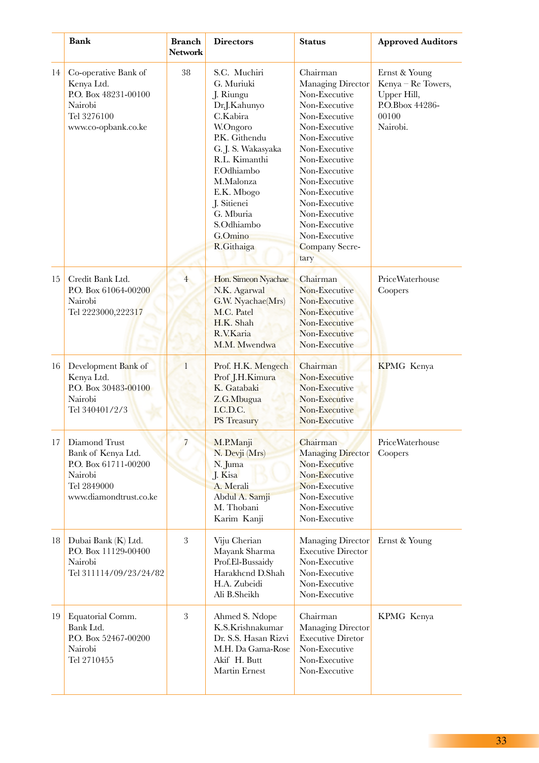|  | Bank | Branch Network | Directors | Status | Approved Auditors |
|---|---|---|---|---|---|
| 14 | Co-operative Bank of Kenya Ltd.<br>P.O. Box 48231-00100<br>Nairobi<br>Tel 3276100<br>www.co-opbank.co.ke | 38 | S.C. Muchiri<br>G. Muriuki<br>J. Riungu<br>Dr.J.Kahunyo<br>C.Kabira<br>W.Ongoro<br>P.K. Githendu<br>G. J. S. Wakasyaka<br>R.L. Kimanthi<br>F.Odhiambo<br>M.Malonza<br>E.K. Mbogo<br>J. Sitienei<br>G. Mburia<br>S.Odhiambo<br>G.Omino<br>R.Githaiga | Chairman<br>Managing Director<br>Non-Executive<br>Non-Executive<br>Non-Executive<br>Non-Executive<br>Non-Executive<br>Non-Executive<br>Non-Executive<br>Non-Executive<br>Non-Executive<br>Non-Executive<br>Non-Executive<br>Non-Executive<br>Non-Executive<br>Non-Executive<br>Company Secretary | Ernst & Young<br>Kenya – Re Towers, Upper Hill,<br>P.O.Bbox 44286-00100<br>Nairobi. |
| 15 | Credit Bank Ltd.<br>P.O. Box 61064-00200<br>Nairobi<br>Tel 2223000,222317 | 4 | Hon. Simeon Nyachae<br>N.K. Agarwal<br>G.W. Nyachae(Mrs)<br>M.C. Patel<br>H.K. Shah<br>R.V.Karia<br>M.M. Mwendwa | Chairman<br>Non-Executive<br>Non-Executive<br>Non-Executive<br>Non-Executive<br>Non-Executive<br>Non-Executive | PriceWaterhouse Coopers |
| 16 | Development Bank of Kenya Ltd.<br>P.O. Box 30483-00100<br>Nairobi<br>Tel 340401/2/3 | 1 | Prof. H.K. Mengech<br>Prof J.H.Kimura<br>K. Gatabaki<br>Z.G.Mbugua<br>I.C.D.C.<br>PS Treasury | Chairman<br>Non-Executive<br>Non-Executive<br>Non-Executive<br>Non-Executive<br>Non-Executive | KPMG Kenya |
| 17 | Diamond Trust Bank of Kenya Ltd.<br>P.O. Box 61711-00200<br>Nairobi<br>Tel 2849000<br>www.diamondtrust.co.ke | 7 | M.P.Manji<br>N. Devji (Mrs)<br>N. Juma<br>J. Kisa<br>A. Merali<br>Abdul A. Samji<br>M. Thobani<br>Karim Kanji | Chairman<br>Managing Director<br>Non-Executive<br>Non-Executive<br>Non-Executive<br>Non-Executive<br>Non-Executive<br>Non-Executive | PriceWaterhouse Coopers |
| 18 | Dubai Bank (K) Ltd.<br>P.O. Box 11129-00400<br>Nairobi<br>Tel 311114/09/23/24/82 | 3 | Viju Cherian<br>Mayank Sharma<br>Prof.El-Bussaidy<br>Harakhcnd D.Shah<br>H.A. Zubeidi<br>Ali B.Sheikh | Managing Director<br>Executive Director<br>Non-Executive<br>Non-Executive<br>Non-Executive<br>Non-Executive | Ernst & Young |
| 19 | Equatorial Comm. Bank Ltd.<br>P.O. Box 52467-00200<br>Nairobi<br>Tel 2710455 | 3 | Ahmed S. Ndope<br>K.S.Krishnakumar<br>Dr. S.S. Hasan Rizvi<br>M.H. Da Gama-Rose<br>Akif H. Butt<br>Martin Ernest | Chairman<br>Managing Director<br>Executive Diretor<br>Non-Executive<br>Non-Executive<br>Non-Executive | KPMG Kenya |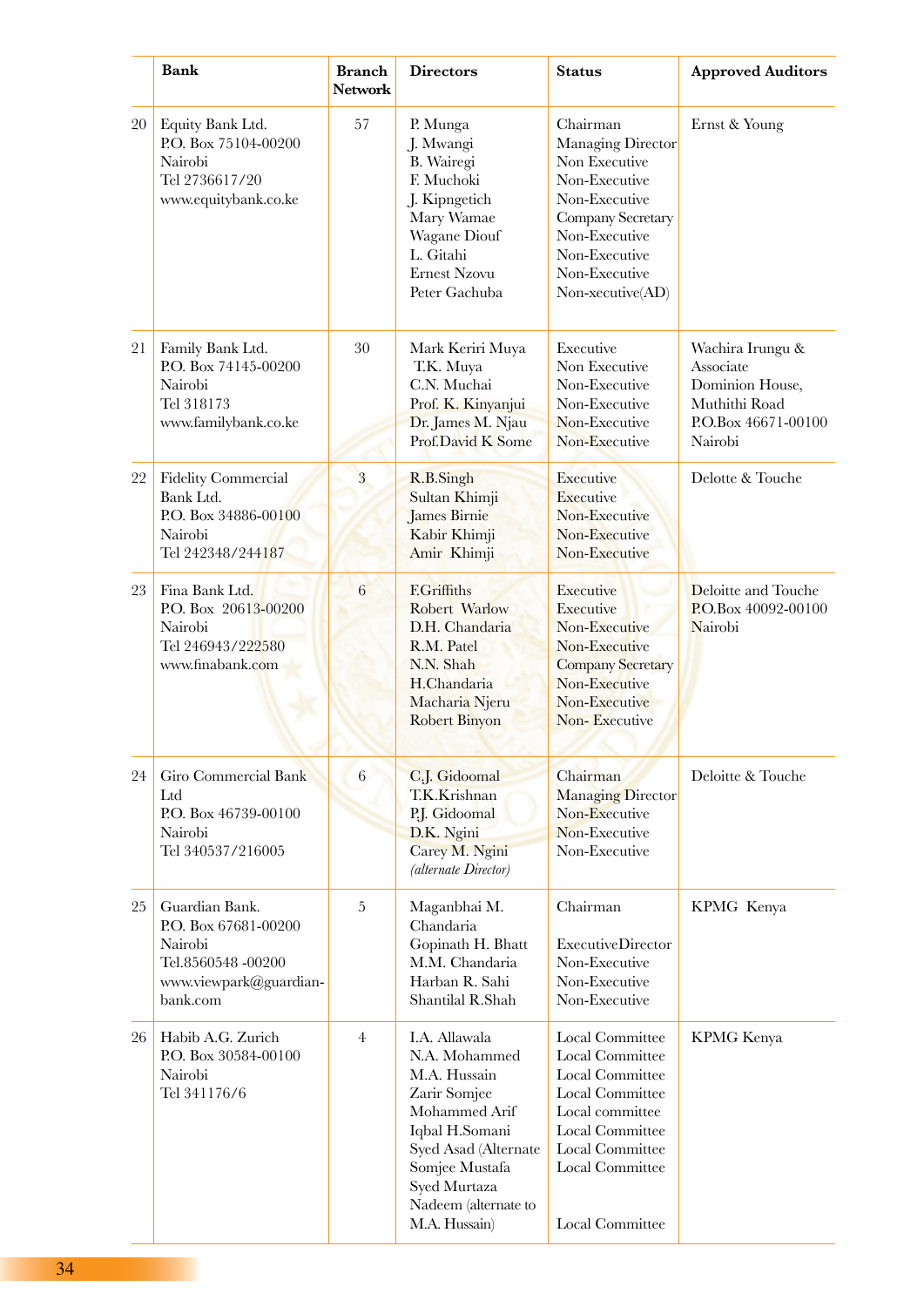| | Bank | Branch Network | Directors | Status | Approved Auditors |
|---|---|---|---|---|---|
| 20 | Equity Bank Ltd.<br>P.O. Box 75104-00200<br>Nairobi<br>Tel 2736617/20<br>www.equitybank.co.ke | 57 | P. Munga<br>J. Mwangi<br>B. Wairegi<br>F. Muchoki<br>J. Kipngetich<br>Mary Wamae<br>Wagane Diouf<br>L. Gitahi<br>Ernest Nzovu<br>Peter Gachuba | Chairman<br>Managing Director<br>Non Executive<br>Non-Executive<br>Non-Executive<br>Company Secretary<br>Non-Executive<br>Non-Executive<br>Non-Executive<br>Non-xecutive(AD) | Ernst & Young |
| 21 | Family Bank Ltd.<br>P.O. Box 74145-00200<br>Nairobi<br>Tel 318173<br>www.familybank.co.ke | 30 | Mark Keriri Muya<br>T.K. Muya<br>C.N. Muchai<br>Prof. K. Kinyanjui<br>Dr. James M. Njau<br>Prof.David K Some | Executive<br>Non Executive<br>Non-Executive<br>Non-Executive<br>Non-Executive<br>Non-Executive | Wachira Irungu & Associate<br>Dominion House,<br>Muthithi Road<br>P.O.Box 46671-00100<br>Nairobi |
| 22 | Fidelity Commercial Bank Ltd.<br>P.O. Box 34886-00100<br>Nairobi<br>Tel 242348/244187 | 3 | R.B.Singh<br>Sultan Khimji<br>James Birnie<br>Kabir Khimji<br>Amir Khimji | Executive<br>Executive<br>Non-Executive<br>Non-Executive<br>Non-Executive | Delotte & Touche |
| 23 | Fina Bank Ltd.<br>P.O. Box 20613-00200<br>Nairobi<br>Tel 246943/222580<br>www.finabank.com | 6 | F.Griffiths<br>Robert Warlow<br>D.H. Chandaria<br>R.M. Patel<br>N.N. Shah<br>H.Chandaria<br>Macharia Njeru<br>Robert Binyon | Executive<br>Executive<br>Non-Executive<br>Non-Executive<br>Company Secretary<br>Non-Executive<br>Non-Executive<br>Non- Executive | Deloitte and Touche<br>P.O.Box 40092-00100<br>Nairobi |
| 24 | Giro Commercial Bank Ltd<br>P.O. Box 46739-00100<br>Nairobi<br>Tel 340537/216005 | 6 | C.J. Gidoomal<br>T.K.Krishnan<br>P.J. Gidoomal<br>D.K. Ngini<br>Carey M. Ngini<br>*(alternate Director)* | Chairman<br>Managing Director<br>Non-Executive<br>Non-Executive<br>Non-Executive | Deloitte & Touche |
| 25 | Guardian Bank.<br>P.O. Box 67681-00200<br>Nairobi<br>Tel.8560548 -00200<br>www.viewpark@guardian-bank.com | 5 | Maganbhai M. Chandaria<br>Gopinath H. Bhatt<br>M.M. Chandaria<br>Harban R. Sahi<br>Shantilal R.Shah | Chairman<br><br>ExecutiveDirector<br>Non-Executive<br>Non-Executive<br>Non-Executive | KPMG Kenya |
| 26 | Habib A.G. Zurich<br>P.O. Box 30584-00100<br>Nairobi<br>Tel 341176/6 | 4 | I.A. Allawala<br>N.A. Mohammed<br>M.A. Hussain<br>Zarir Somjee<br>Mohammed Arif<br>Iqbal H.Somani<br>Syed Asad (Alternate<br>Somjee Mustafa<br>Syed Murtaza<br>Nadeem (alternate to M.A. Hussain) | Local Committee<br>Local Committee<br>Local Committee<br>Local Committee<br>Local committee<br>Local Committee<br>Local Committee<br>Local Committee<br><br>Local Committee | KPMG Kenya |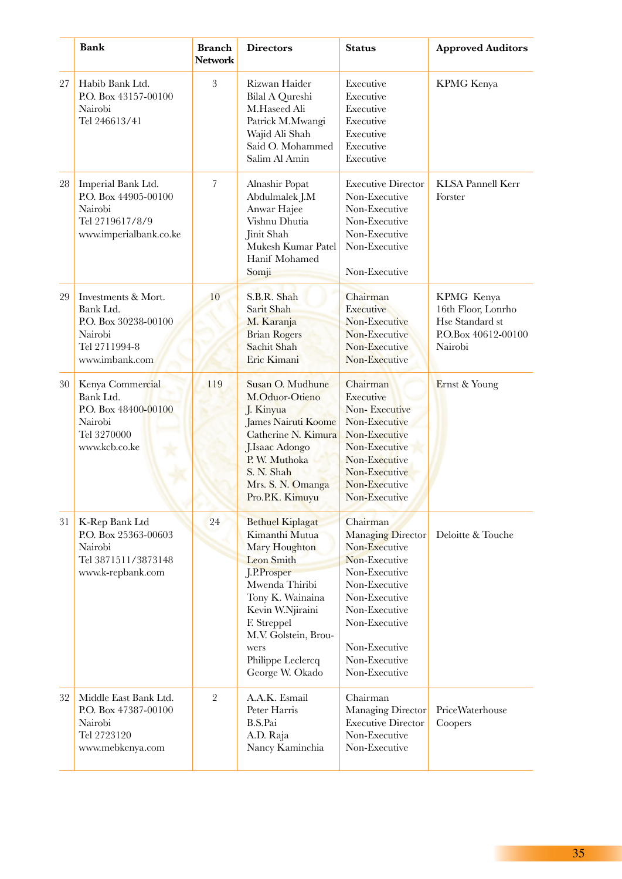|  | Bank | Branch Network | Directors | Status | Approved Auditors |
|---|---|---|---|---|---|
| 27 | Habib Bank Ltd.<br>P.O. Box 43157-00100<br>Nairobi<br>Tel 246613/41 | 3 | Rizwan Haider<br>Bilal A Qureshi<br>M.Haseed Ali<br>Patrick M.Mwangi<br>Wajid Ali Shah<br>Said O. Mohammed<br>Salim Al Amin | Executive<br>Executive<br>Executive<br>Executive<br>Executive<br>Executive<br>Executive | KPMG Kenya |
| 28 | Imperial Bank Ltd.<br>P.O. Box 44905-00100<br>Nairobi<br>Tel 2719617/8/9<br>www.imperialbank.co.ke | 7 | Alnashir Popat<br>Abdulmalek J.M<br>Anwar Hajee<br>Vishnu Dhutia<br>Jinit Shah<br>Mukesh Kumar Patel<br>Hanif Mohamed Somji | Executive Director<br>Non-Executive<br>Non-Executive<br>Non-Executive<br>Non-Executive<br>Non-Executive<br>Non-Executive | KLSA Pannell Kerr Forster |
| 29 | Investments & Mort. Bank Ltd.<br>P.O. Box 30238-00100<br>Nairobi<br>Tel 2711994-8<br>www.imbank.com | 10 | S.B.R. Shah<br>Sarit Shah<br>M. Karanja<br>Brian Rogers<br>Sachit Shah<br>Eric Kimani | Chairman<br>Executive<br>Non-Executive<br>Non-Executive<br>Non-Executive<br>Non-Executive | KPMG Kenya<br>16th Floor, Lonrho Hse Standard st<br>P.O.Box 40612-00100<br>Nairobi |
| 30 | Kenya Commercial Bank Ltd.<br>P.O. Box 48400-00100<br>Nairobi<br>Tel 3270000<br>www.kcb.co.ke | 119 | Susan O. Mudhune<br>M.Oduor-Otieno<br>J. Kinyua<br>James Nairuti Koome<br>Catherine N. Kimura<br>J.Isaac Adongo<br>P. W. Muthoka<br>S. N. Shah<br>Mrs. S. N. Omanga<br>Pro.P.K. Kimuyu | Chairman<br>Executive<br>Non- Executive<br>Non-Executive<br>Non-Executive<br>Non-Executive<br>Non-Executive<br>Non-Executive<br>Non-Executive<br>Non-Executive | Ernst & Young |
| 31 | K-Rep Bank Ltd<br>P.O. Box 25363-00603<br>Nairobi<br>Tel 3871511/3873148<br>www.k-repbank.com | 24 | Bethuel Kiplagat<br>Kimanthi Mutua<br>Mary Houghton<br>Leon Smith<br>J.P.Prosper<br>Mwenda Thiribi<br>Tony K. Wainaina<br>Kevin W.Njiraini<br>F. Streppel<br>M.V. Golstein, Brouwers<br>Philippe Leclercq<br>George W. Okado | Chairman<br>Managing Director<br>Non-Executive<br>Non-Executive<br>Non-Executive<br>Non-Executive<br>Non-Executive<br>Non-Executive<br>Non-Executive<br>Non-Executive<br>Non-Executive<br>Non-Executive | Deloitte & Touche |
| 32 | Middle East Bank Ltd.<br>P.O. Box 47387-00100<br>Nairobi<br>Tel 2723120<br>www.mebkenya.com | 2 | A.A.K. Esmail<br>Peter Harris<br>B.S.Pai<br>A.D. Raja<br>Nancy Kaminchia | Chairman<br>Managing Director<br>Executive Director<br>Non-Executive<br>Non-Executive | PriceWaterhouse Coopers |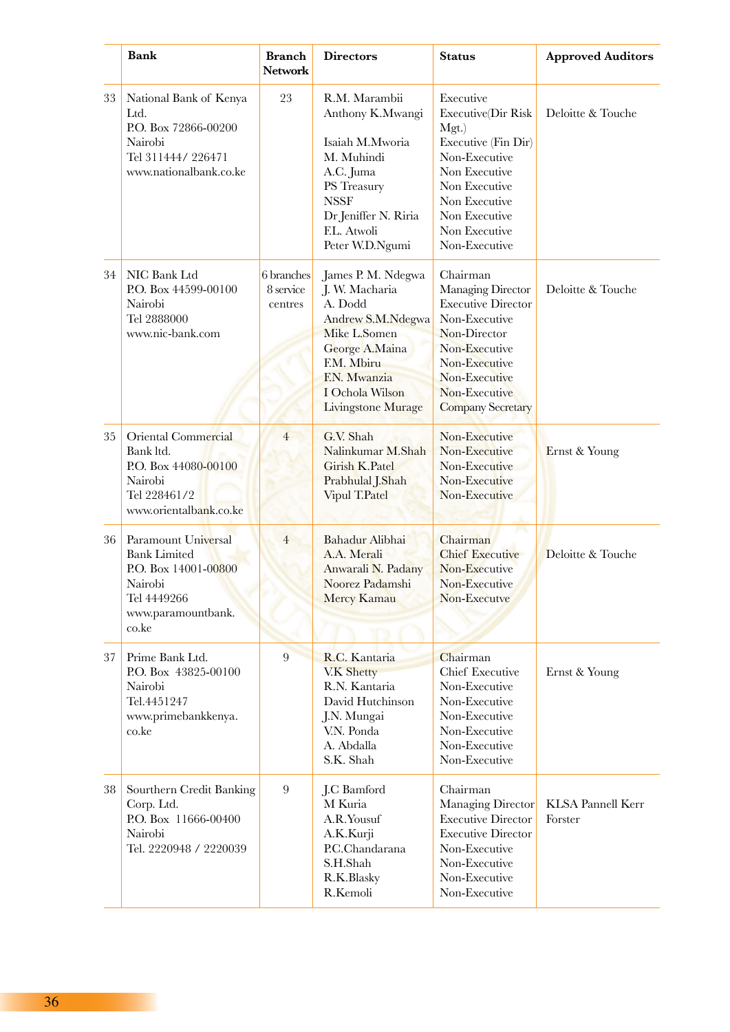| | Bank | Branch Network | Directors | Status | Approved Auditors |
|---|---|---|---|---|---|
| 33 | National Bank of Kenya Ltd.<br>P.O. Box 72866-00200<br>Nairobi<br>Tel 311444/ 226471<br>www.nationalbank.co.ke | 23 | R.M. Marambii<br>Anthony K.Mwangi<br><br>Isaiah M.Mworia<br>M. Muhindi<br>A.C. Juma<br>PS Treasury<br>NSSF<br>Dr Jeniffer N. Riria<br>F.L. Atwoli<br>Peter W.D.Ngumi | Executive<br>Executive(Dir Risk Mgt.)<br>Executive (Fin Dir)<br>Non-Executive<br>Non Executive<br>Non Executive<br>Non Executive<br>Non Executive<br>Non Executive<br>Non-Executive | Deloitte & Touche |
| 34 | NIC Bank Ltd<br>P.O. Box 44599-00100<br>Nairobi<br>Tel 2888000<br>www.nic-bank.com | 6 branches<br>8 service centres | James P. M. Ndegwa<br>J. W. Macharia<br>A. Dodd<br>Andrew S.M.Ndegwa<br>Mike L.Somen<br>George A.Maina<br>F.M. Mbiru<br>F.N. Mwanzia<br>I Ochola Wilson<br>Livingstone Murage | Chairman<br>Managing Director<br>Executive Director<br>Non-Executive<br>Non-Director<br>Non-Executive<br>Non-Executive<br>Non-Executive<br>Non-Executive<br>Company Secretary | Deloitte & Touche |
| 35 | Oriental Commercial Bank ltd.<br>P.O. Box 44080-00100<br>Nairobi<br>Tel 228461/2<br>www.orientalbank.co.ke | 4 | G.V. Shah<br>Nalinkumar M.Shah<br>Girish K.Patel<br>Prabhulal J.Shah<br>Vipul T.Patel | Non-Executive<br>Non-Executive<br>Non-Executive<br>Non-Executive<br>Non-Executive | Ernst & Young |
| 36 | Paramount Universal Bank Limited<br>P.O. Box 14001-00800<br>Nairobi<br>Tel 4449266<br>www.paramountbank.co.ke | 4 | Bahadur Alibhai<br>A.A. Merali<br>Anwarali N. Padany<br>Noorez Padamshi<br>Mercy Kamau | Chairman<br>Chief Executive<br>Non-Executive<br>Non-Executive<br>Non-Executve | Deloitte & Touche |
| 37 | Prime Bank Ltd.<br>P.O. Box 43825-00100<br>Nairobi<br>Tel.4451247<br>www.primebankkenya.co.ke | 9 | R.C. Kantaria<br>V.K Shetty<br>R.N. Kantaria<br>David Hutchinson<br>J.N. Mungai<br>V.N. Ponda<br>A. Abdalla<br>S.K. Shah | Chairman<br>Chief Executive<br>Non-Executive<br>Non-Executive<br>Non-Executive<br>Non-Executive<br>Non-Executive<br>Non-Executive | Ernst & Young |
| 38 | Sourthern Credit Banking Corp. Ltd.<br>P.O. Box 11666-00400<br>Nairobi<br>Tel. 2220948 / 2220039 | 9 | J.C Bamford<br>M Kuria<br>A.R.Yousuf<br>A.K.Kurji<br>P.C.Chandarana<br>S.H.Shah<br>R.K.Blasky<br>R.Kemoli | Chairman<br>Managing Director<br>Executive Director<br>Executive Director<br>Non-Executive<br>Non-Executive<br>Non-Executive<br>Non-Executive | KLSA Pannell Kerr Forster |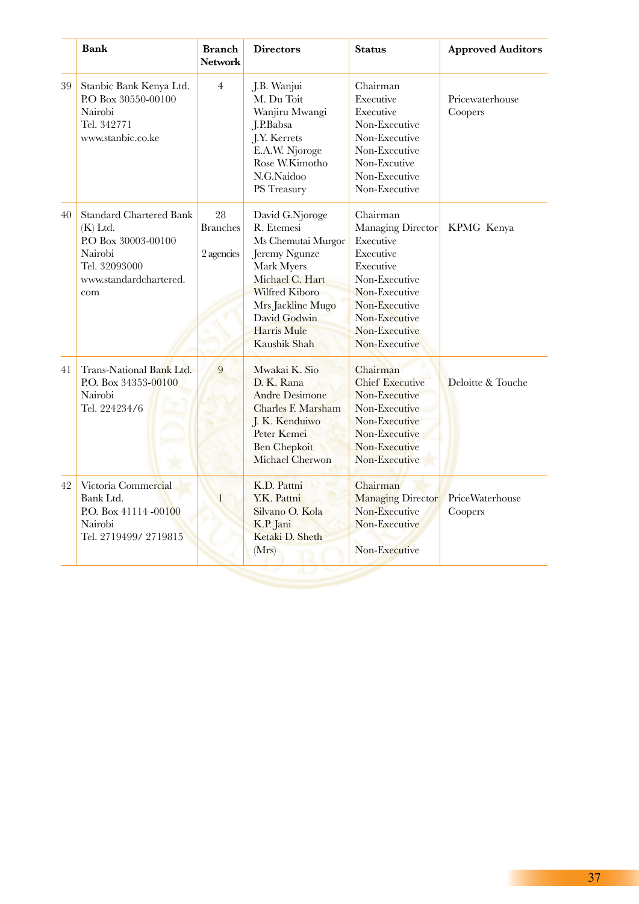| | Bank | Branch Network | Directors | Status | Approved Auditors |
|---|---|---|---|---|---|
| 39 | Stanbic Bank Kenya Ltd.<br>P.O Box 30550-00100<br>Nairobi<br>Tel. 342771<br>www.stanbic.co.ke | 4 | J.B. Wanjui<br>M. Du Toit<br>Wanjiru Mwangi<br>J.P.Babsa<br>J.Y. Kerrets<br>E.A.W. Njoroge<br>Rose W.Kimotho<br>N.G.Naidoo<br>PS Treasury | Chairman<br>Executive<br>Executive<br>Non-Executive<br>Non-Executive<br>Non-Executive<br>Non-Excutive<br>Non-Executive<br>Non-Executive | Pricewaterhouse Coopers |
| 40 | Standard Chartered Bank (K) Ltd.<br>P.O Box 30003-00100<br>Nairobi<br>Tel. 32093000<br>www.standardchartered.com | 28 Branches<br>2 agencies | David G.Njoroge<br>R. Etemesi<br>Ms Chemutai Murgor<br>Jeremy Ngunze<br>Mark Myers<br>Michael C. Hart<br>Wilfred Kiboro<br>Mrs Jackline Mugo<br>David Godwin<br>Harris Mule<br>Kaushik Shah | Chairman<br>Managing Director<br>Executive<br>Executive<br>Executive<br>Non-Executive<br>Non-Executive<br>Non-Executive<br>Non-Executive<br>Non-Executive<br>Non-Executive | KPMG Kenya |
| 41 | Trans-National Bank Ltd.<br>P.O. Box 34353-00100<br>Nairobi<br>Tel. 224234/6 | 9 | Mwakai K. Sio<br>D. K. Rana<br>Andre Desimone<br>Charles F. Marsham<br>J. K. Kenduiwo<br>Peter Kemei<br>Ben Chepkoit<br>Michael Cherwon | Chairman<br>Chief Executive<br>Non-Executive<br>Non-Executive<br>Non-Executive<br>Non-Executive<br>Non-Executive<br>Non-Executive | Deloitte & Touche |
| 42 | Victoria Commercial Bank Ltd.<br>P.O. Box 41114 -00100<br>Nairobi<br>Tel. 2719499/ 2719815 | 1 | K.D. Pattni<br>Y.K. Pattni<br>Silvano O. Kola<br>K.P. Jani<br>Ketaki D. Sheth (Mrs) | Chairman<br>Managing Director<br>Non-Executive<br>Non-Executive<br>Non-Executive | PriceWaterhouse Coopers |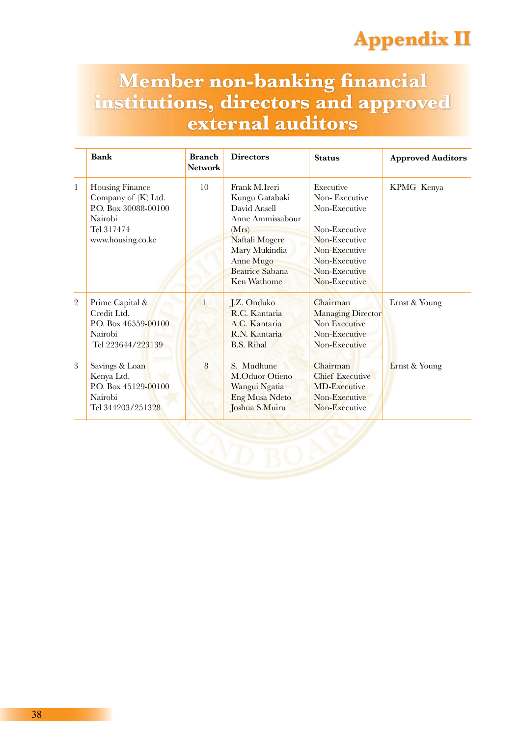# Appendix II

## Member non-banking financial institutions, directors and approved external auditors

| | Bank | Branch Network | Directors | Status | Approved Auditors |
|---|---|---|---|---|---|
| 1 | Housing Finance Company of (K) Ltd. P.O. Box 30088-00100 Nairobi Tel 317474 www.housing.co.ke | 10 | Frank M.Ireri<br>Kungu Gatabaki<br>David Ansell<br>Anne Ammissabour (Mrs)<br>Naftali Mogere<br>Mary Mukindia<br>Anne Mugo<br>Beatrice Sabana<br>Ken Wathome | Executive<br>Non- Executive<br>Non-Executive<br>Non-Executive<br>Non-Executive<br>Non-Executive<br>Non-Executive<br>Non-Executive<br>Non-Executive | KPMG Kenya |
| 2 | Prime Capital & Credit Ltd. P.O. Box 46559-00100 Nairobi Tel 223644/223139 | 1 | J.Z. Onduko<br>R.C. Kantaria<br>A.C. Kantaria<br>R.N. Kantaria<br>B.S. Rihal | Chairman<br>Managing Director<br>Non Executive<br>Non-Executive<br>Non-Executive | Ernst & Young |
| 3 | Savings & Loan Kenya Ltd. P.O. Box 45129-00100 Nairobi Tel 344203/251328 | 8 | S. Mudhune<br>M.Oduor Otieno<br>Wangui Ngatia<br>Eng Musa Ndeto<br>Joshua S.Muiru | Chairman<br>Chief Executive<br>MD-Executive<br>Non-Executive<br>Non-Executive | Ernst & Young |